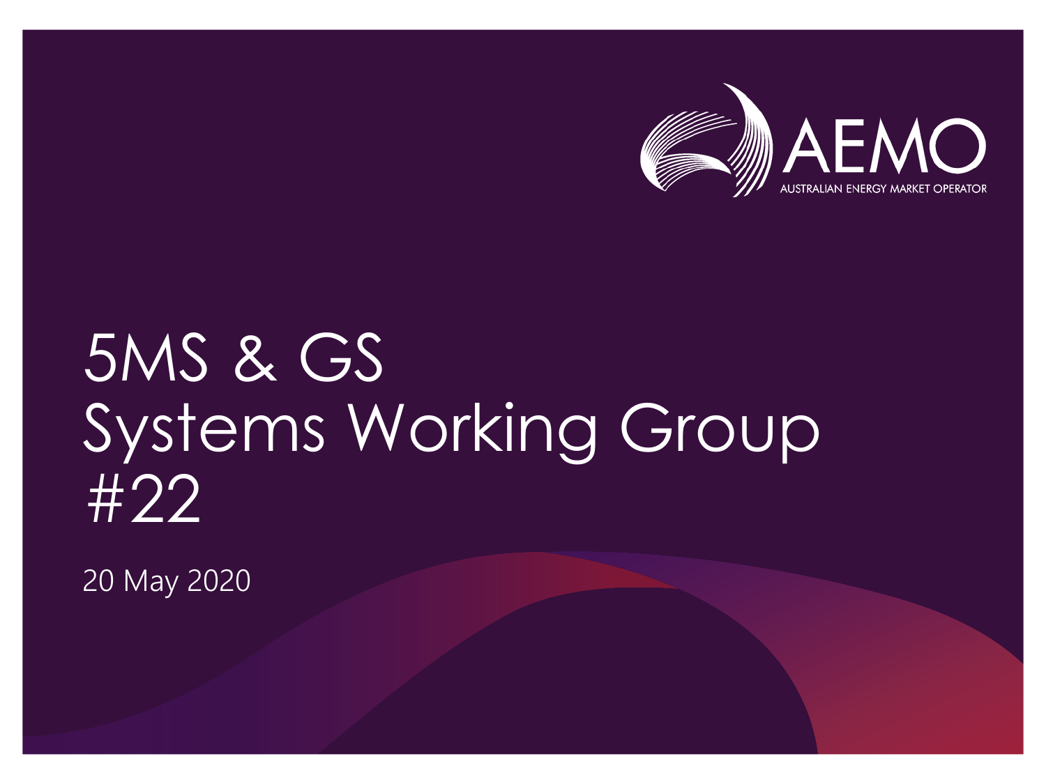AEMO

AUSTRALIAN ENERGY MARKET OPERATOR

# 5MS & GS Systems Working Group #22

20 May 2020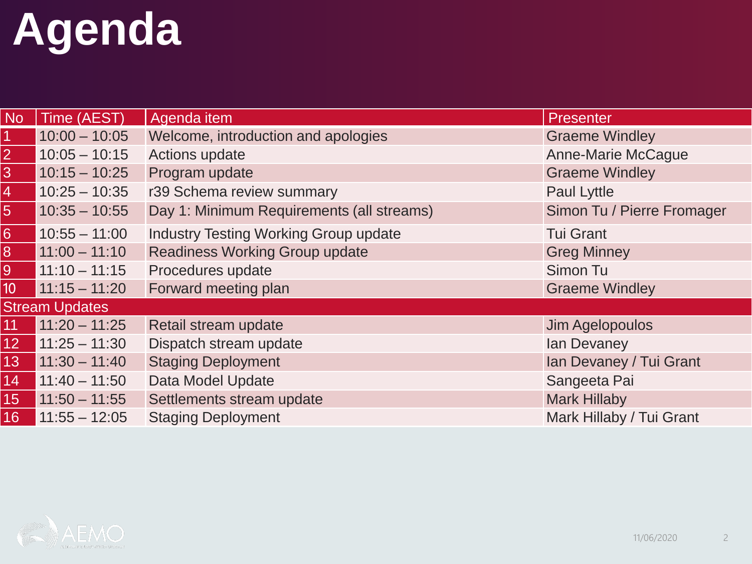# Agenda

| No | Time (AEST) | Agenda item | Presenter |
|---|---|---|---|
| 1 | 10:00 – 10:05 | Welcome, introduction and apologies | Graeme Windley |
| 2 | 10:05 – 10:15 | Actions update | Anne-Marie McCague |
| 3 | 10:15 – 10:25 | Program update | Graeme Windley |
| 4 | 10:25 – 10:35 | r39 Schema review summary | Paul Lyttle |
| 5 | 10:35 – 10:55 | Day 1: Minimum Requirements (all streams) | Simon Tu / Pierre Fromager |
| 6 | 10:55 – 11:00 | Industry Testing Working Group update | Tui Grant |
| 8 | 11:00 – 11:10 | Readiness Working Group update | Greg Minney |
| 9 | 11:10 – 11:15 | Procedures update | Simon Tu |
| 10 | 11:15 – 11:20 | Forward meeting plan | Graeme Windley |
| Stream Updates | | | |
| 11 | 11:20 – 11:25 | Retail stream update | Jim Agelopoulos |
| 12 | 11:25 – 11:30 | Dispatch stream update | Ian Devaney |
| 13 | 11:30 – 11:40 | Staging Deployment | Ian Devaney / Tui Grant |
| 14 | 11:40 – 11:50 | Data Model Update | Sangeeta Pai |
| 15 | 11:50 – 11:55 | Settlements stream update | Mark Hillaby |
| 16 | 11:55 – 12:05 | Staging Deployment | Mark Hillaby / Tui Grant |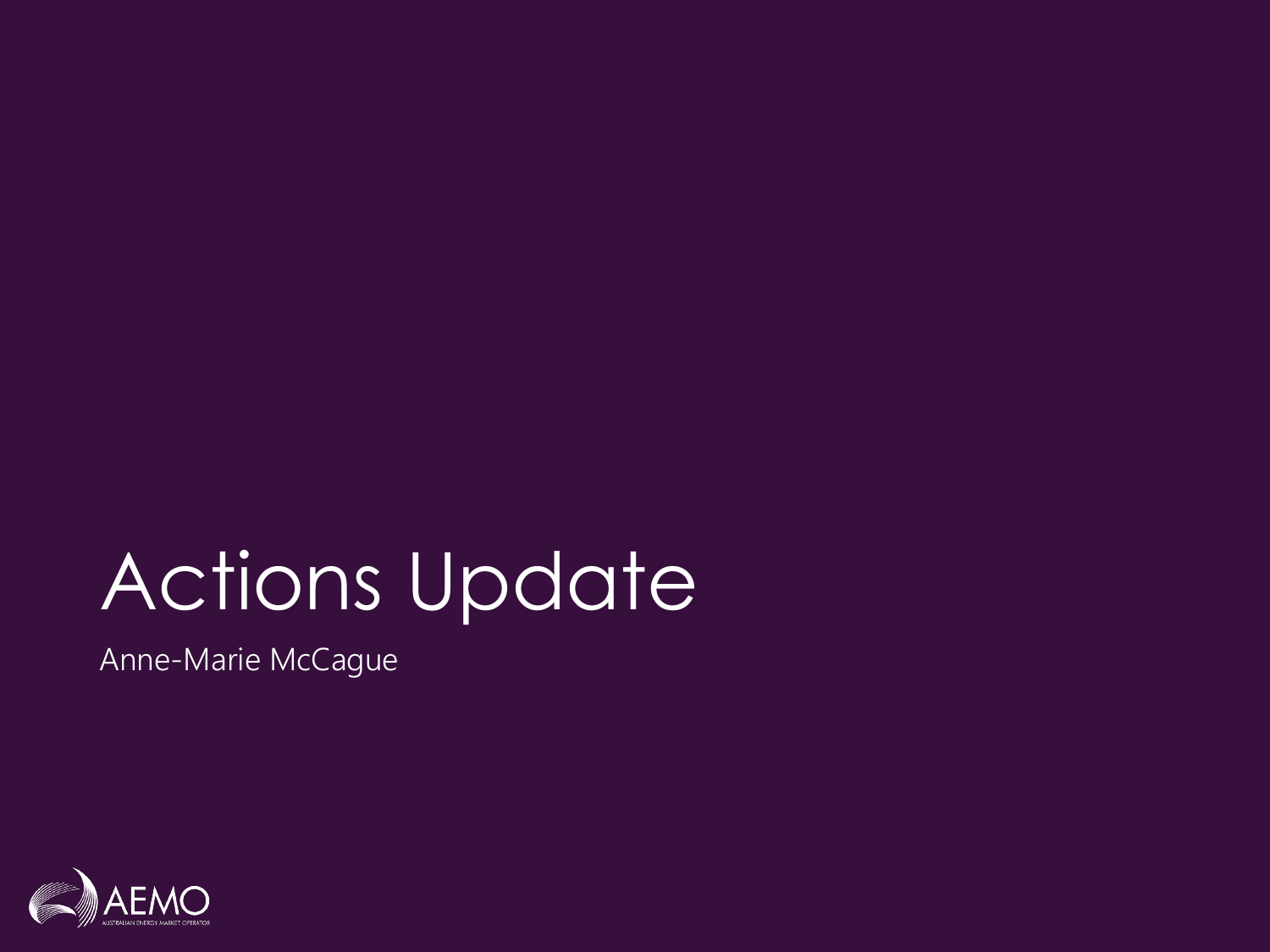# Actions Update

Anne-Marie McCague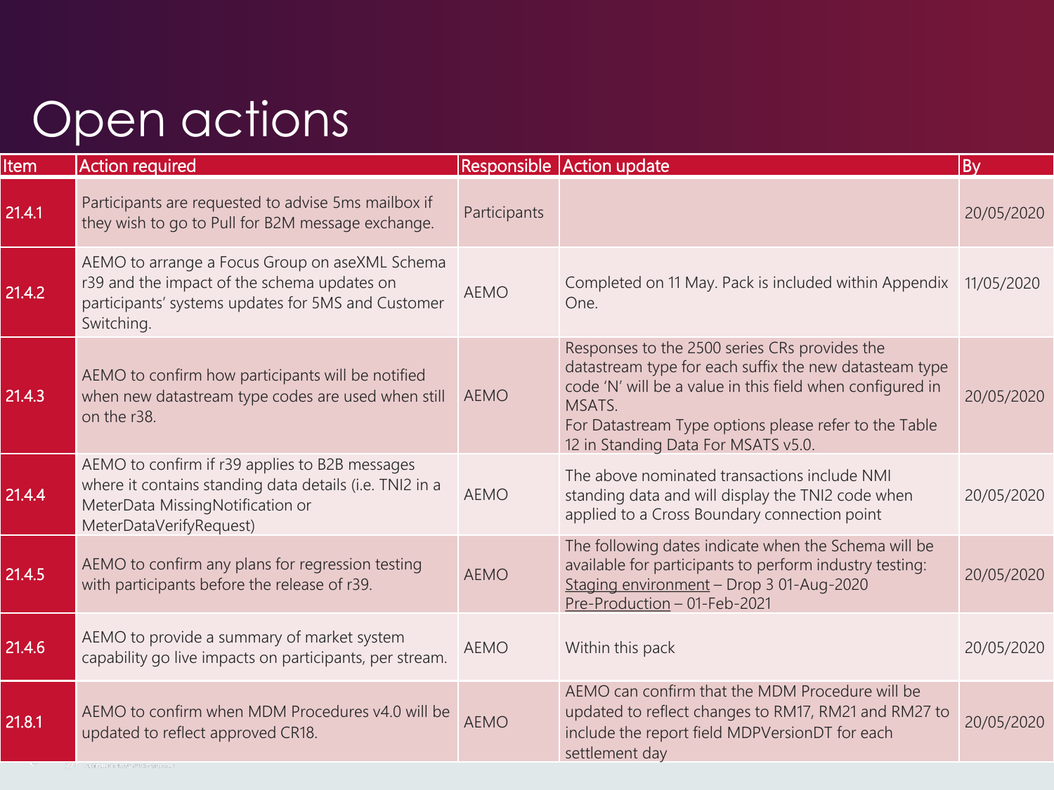# Open actions

| Item | Action required | Responsible | Action update | By |
|---|---|---|---|---|
| 21.4.1 | Participants are requested to advise 5ms mailbox if they wish to go to Pull for B2M message exchange. | Participants | | 20/05/2020 |
| 21.4.2 | AEMO to arrange a Focus Group on aseXML Schema r39 and the impact of the schema updates on participants' systems updates for 5MS and Customer Switching. | AEMO | Completed on 11 May. Pack is included within Appendix One. | 11/05/2020 |
| 21.4.3 | AEMO to confirm how participants will be notified when new datastream type codes are used when still on the r38. | AEMO | Responses to the 2500 series CRs provides the datastream type for each suffix the new datasteam type code 'N' will be a value in this field when configured in MSATS. For Datastream Type options please refer to the Table 12 in Standing Data For MSATS v5.0. | 20/05/2020 |
| 21.4.4 | AEMO to confirm if r39 applies to B2B messages where it contains standing data details (i.e. TNI2 in a MeterData MissingNotification or MeterDataVerifyRequest) | AEMO | The above nominated transactions include NMI standing data and will display the TNI2 code when applied to a Cross Boundary connection point | 20/05/2020 |
| 21.4.5 | AEMO to confirm any plans for regression testing with participants before the release of r39. | AEMO | The following dates indicate when the Schema will be available for participants to perform industry testing: Staging environment – Drop 3 01-Aug-2020 Pre-Production – 01-Feb-2021 | 20/05/2020 |
| 21.4.6 | AEMO to provide a summary of market system capability go live impacts on participants, per stream. | AEMO | Within this pack | 20/05/2020 |
| 21.8.1 | AEMO to confirm when MDM Procedures v4.0 will be updated to reflect approved CR18. | AEMO | AEMO can confirm that the MDM Procedure will be updated to reflect changes to RM17, RM21 and RM27 to include the report field MDPVersionDT for each settlement day | 20/05/2020 |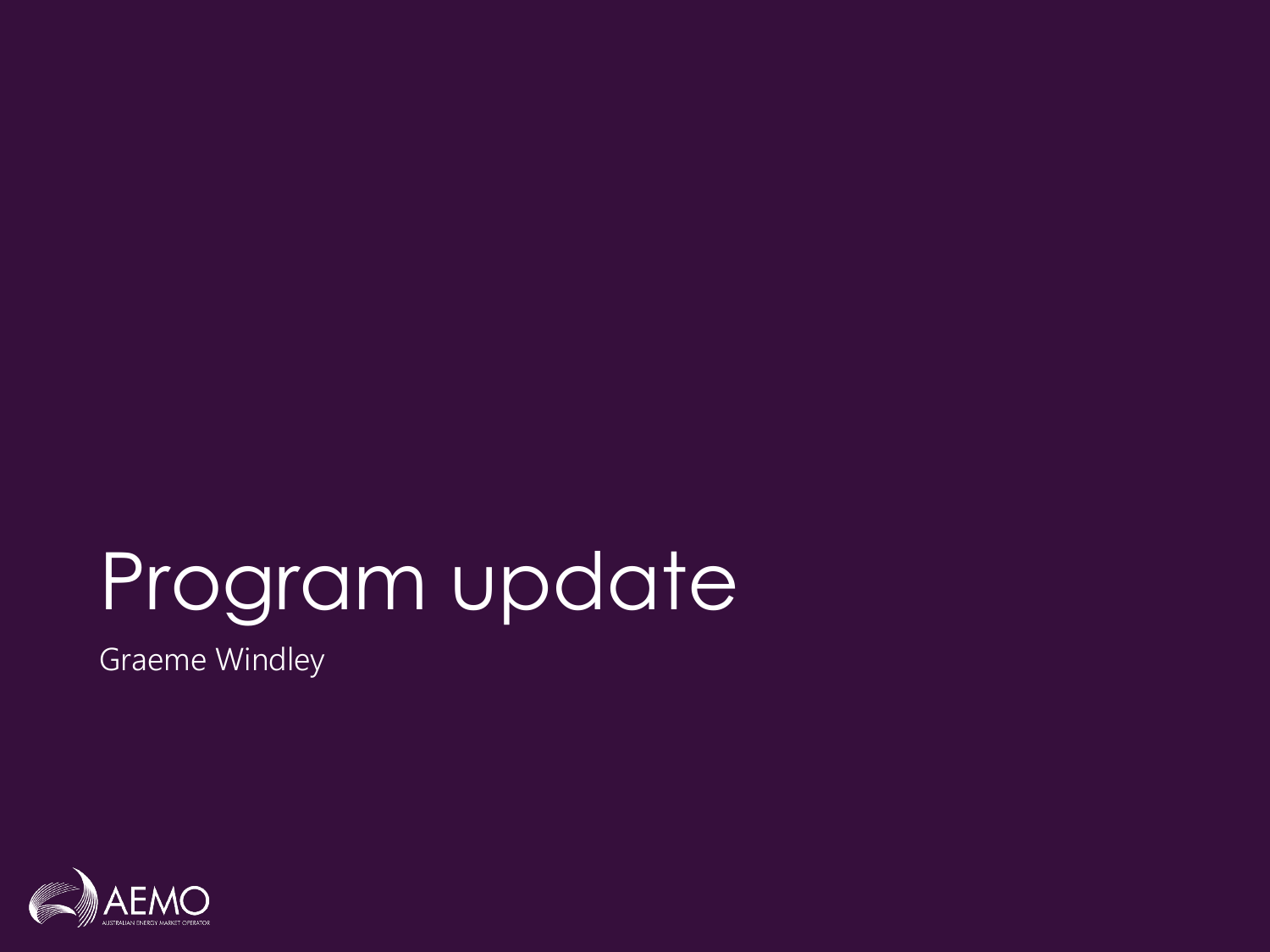# Program update

Graeme Windley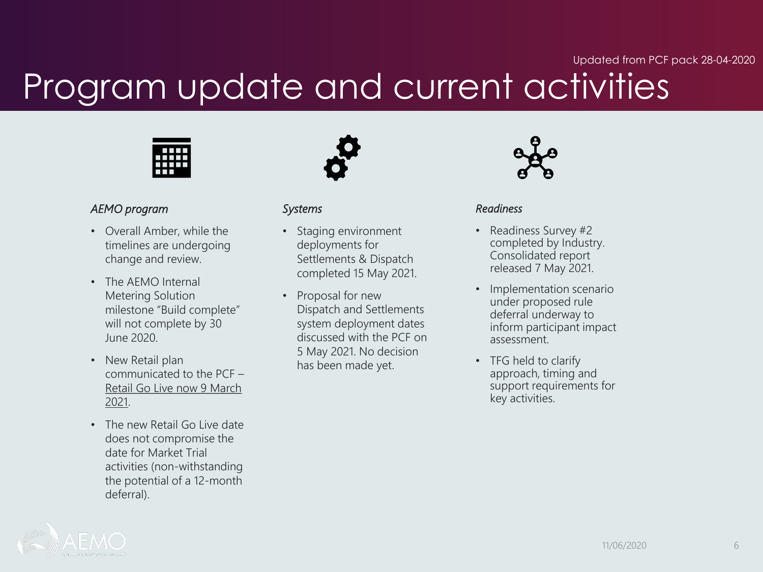Updated from PCF pack 28-04-2020

# Program update and current activities

### *AEMO program*

- Overall Amber, while the timelines are undergoing change and review.
- The AEMO Internal Metering Solution milestone “Build complete” will not complete by 30 June 2020.
- New Retail plan communicated to the PCF – Retail Go Live now 9 March 2021.
- The new Retail Go Live date does not compromise the date for Market Trial activities (non-withstanding the potential of a 12-month deferral).

### *Systems*

- Staging environment deployments for Settlements & Dispatch completed 15 May 2021.
- Proposal for new Dispatch and Settlements system deployment dates discussed with the PCF on 5 May 2021. No decision has been made yet.

### *Readiness*

- Readiness Survey #2 completed by Industry. Consolidated report released 7 May 2021.
- Implementation scenario under proposed rule deferral underway to inform participant impact assessment.
- TFG held to clarify approach, timing and support requirements for key activities.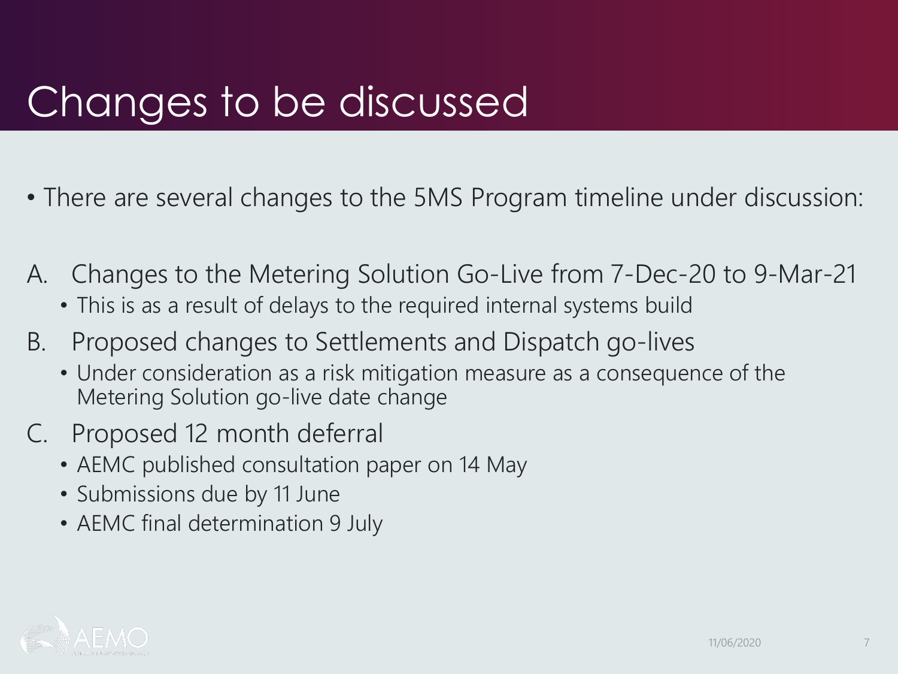# Changes to be discussed

- There are several changes to the 5MS Program timeline under discussion:

A. Changes to the Metering Solution Go-Live from 7-Dec-20 to 9-Mar-21
   - This is as a result of delays to the required internal systems build

B. Proposed changes to Settlements and Dispatch go-lives
   - Under consideration as a risk mitigation measure as a consequence of the Metering Solution go-live date change

C. Proposed 12 month deferral
   - AEMC published consultation paper on 14 May
   - Submissions due by 11 June
   - AEMC final determination 9 July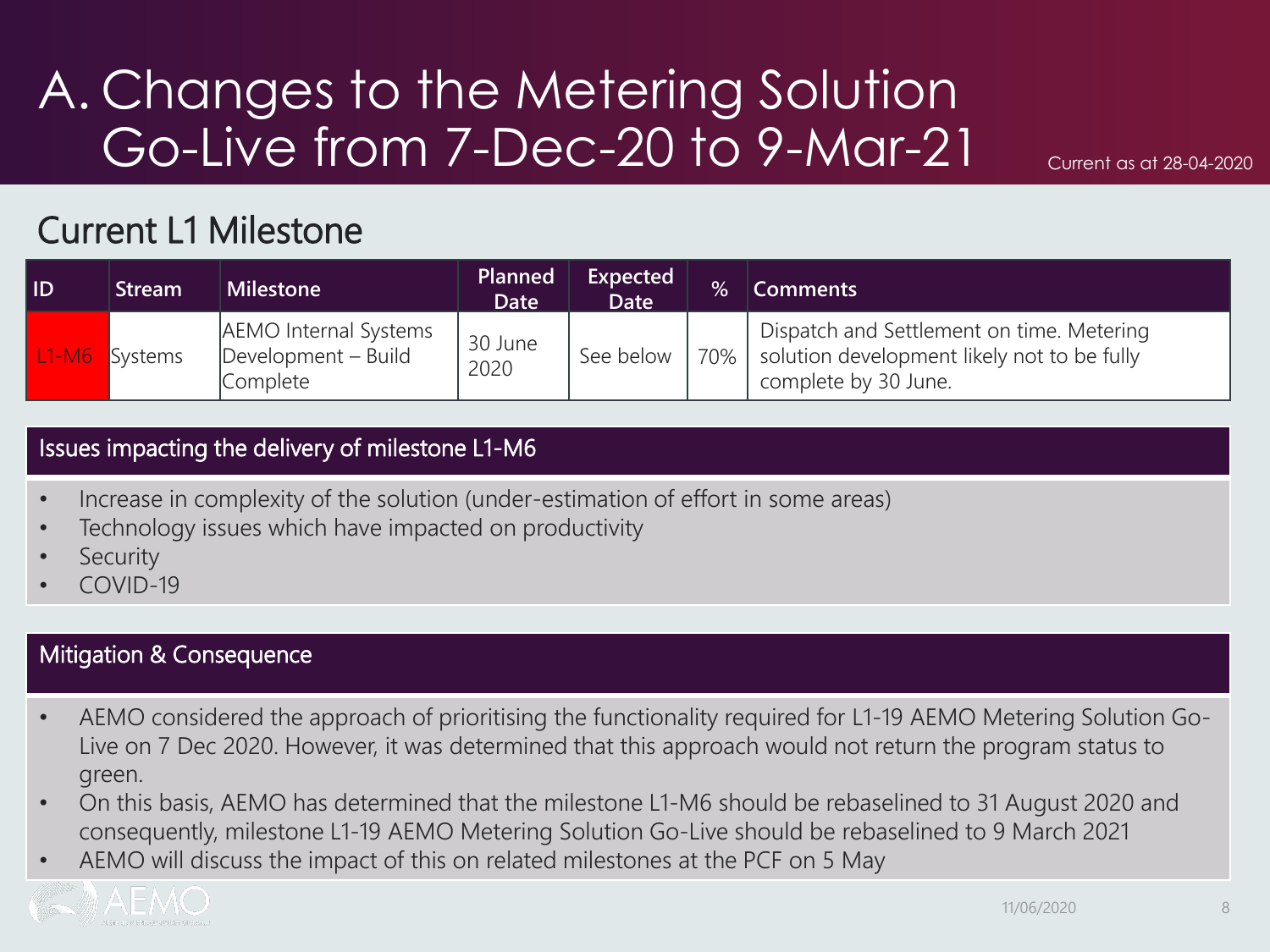# A. Changes to the Metering Solution Go-Live from 7-Dec-20 to 9-Mar-21

Current as at 28-04-2020

## Current L1 Milestone

| ID | Stream | Milestone | Planned Date | Expected Date | % | Comments |
|---|---|---|---|---|---|---|
| L1-M6 | Systems | AEMO Internal Systems Development – Build Complete | 30 June 2020 | See below | 70% | Dispatch and Settlement on time. Metering solution development likely not to be fully complete by 30 June. |

### Issues impacting the delivery of milestone L1-M6

- Increase in complexity of the solution (under-estimation of effort in some areas)
- Technology issues which have impacted on productivity
- Security
- COVID-19

### Mitigation & Consequence

- AEMO considered the approach of prioritising the functionality required for L1-19 AEMO Metering Solution Go-Live on 7 Dec 2020. However, it was determined that this approach would not return the program status to green.
- On this basis, AEMO has determined that the milestone L1-M6 should be rebaselined to 31 August 2020 and consequently, milestone L1-19 AEMO Metering Solution Go-Live should be rebaselined to 9 March 2021
- AEMO will discuss the impact of this on related milestones at the PCF on 5 May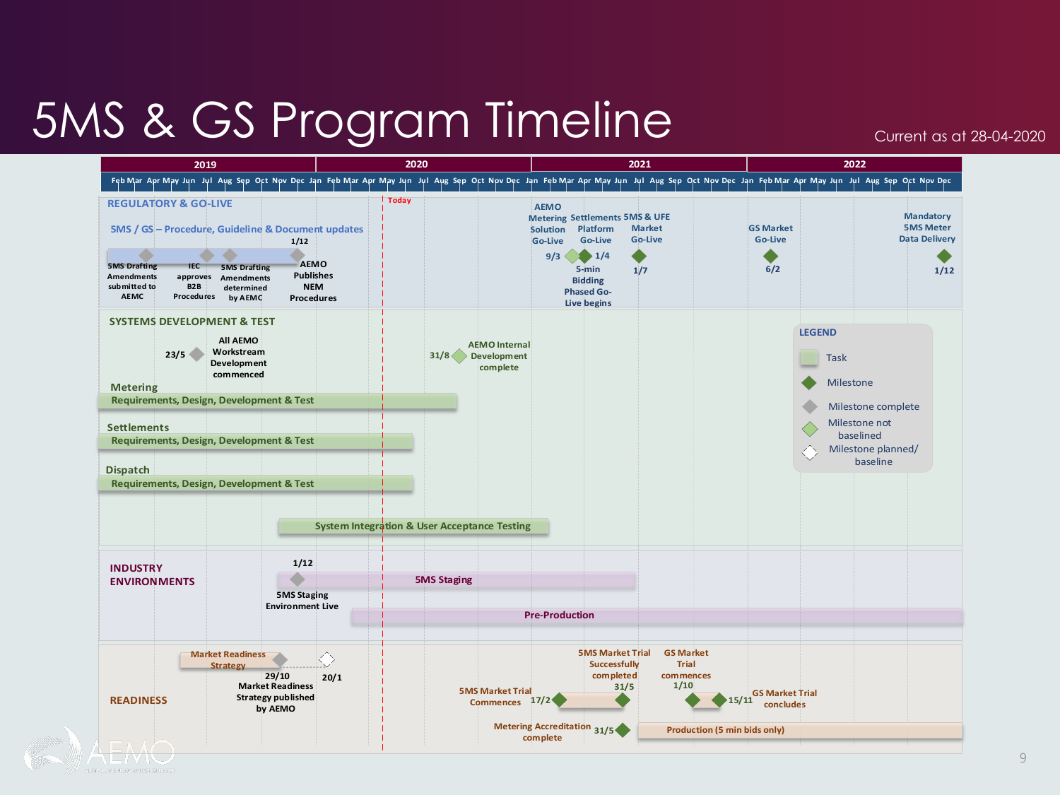# 5MS & GS Program Timeline

Current as at 28-04-2020

Timeline: 2019 – 2022 (Feb 2019 to Dec 2022). Today marker: end of April 2020.

## REGULATORY & GO-LIVE

**5MS / GS – Procedure, Guideline & Document updates** (task, to 1/12)

- 5MS Drafting Amendments submitted to AEMC
- IEC approves B2B Procedures
- 5MS Drafting Amendments determined by AEMC
- 1/12 – AEMO Publishes NEM Procedures
- 9/3 – AEMO Metering Solution Go-Live
- 1/4 – Settlements Platform Go-Live; 5-min Bidding Phased Go-Live begins
- 1/7 – 5MS & UFE Market Go-Live
- 6/2 – GS Market Go-Live
- 1/12 – Mandatory 5MS Meter Data Delivery

## SYSTEMS DEVELOPMENT & TEST

- 23/5 – All AEMO Workstream Development commenced
- 31/8 – AEMO Internal Development complete

**Metering** – Requirements, Design, Development & Test

**Settlements** – Requirements, Design, Development & Test

**Dispatch** – Requirements, Design, Development & Test

System Integration & User Acceptance Testing

## INDUSTRY ENVIRONMENTS

- 1/12 – 5MS Staging Environment Live
- 5MS Staging
- Pre-Production

## READINESS

- Market Readiness Strategy
- 29/10 – Market Readiness Strategy published by AEMO
- 20/1
- 17/2 – 5MS Market Trial Commences
- 31/5 – 5MS Market Trial Successfully completed
- 1/10 – GS Market Trial commences
- 15/11 – GS Market Trial concludes
- 31/5 – Metering Accreditation complete
- Production (5 min bids only)

## LEGEND

- Task
- Milestone
- Milestone complete
- Milestone not baselined
- Milestone planned/ baseline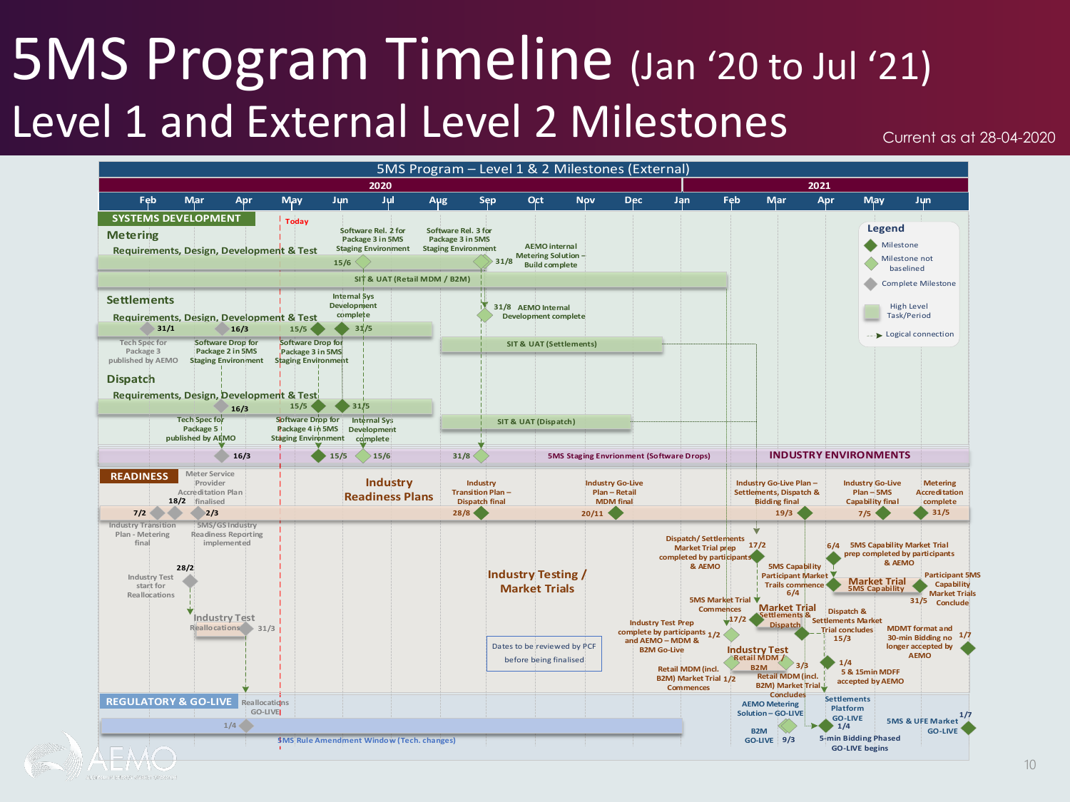# 5MS Program Timeline (Jan '20 to Jul '21)

## Level 1 and External Level 2 Milestones

Current as at 28-04-2020

**5MS Program – Level 1 & 2 Milestones (External)**

2020: Feb, Mar, Apr, May, Jun, Jul, Aug, Sep, Oct, Nov, Dec — 2021: Jan, Feb, Mar, Apr, May, Jun

Today

### SYSTEMS DEVELOPMENT

**Metering**

- Requirements, Design, Development & Test
- 15/6 – Software Rel. 2 for Package 3 in 5MS Staging Environment
- 31/8 – Software Rel. 3 for Package 3 in 5MS Staging Environment
- AEMO internal Metering Solution – Build complete
- SIT & UAT (Retail MDM / B2M)

**Settlements**

- Requirements, Design, Development & Test
- 31/1 – Tech Spec for Package 3 published by AEMO
- 16/3 – Software Drop for Package 2 in 5MS Staging Environment
- 15/5 – Software Drop for Package 3 in 5MS Staging Environment
- 31/5 – Internal Sys Development complete
- 31/8 – AEMO Internal Development complete
- SIT & UAT (Settlements)

**Dispatch**

- Requirements, Design, Development & Test
- 16/3 – Tech Spec for Package 5 published by AEMO
- 15/5 – Software Drop for Package 4 in 5MS Staging Environment
- 31/5 – Internal Sys Development complete
- SIT & UAT (Dispatch)

**INDUSTRY ENVIRONMENTS**

- 16/3, 15/5, 15/6, 31/8
- 5MS Staging Envrionment (Software Drops)

### READINESS

**Industry Readiness Plans**

- 7/2 – Industry Transition Plan – Metering final
- 18/2 – Meter Service Provider Accreditation Plan finalised
- 2/3 – 5MS/GS Industry Readiness Reporting implemented
- 28/8 – Industry Transition Plan – Dispatch final
- 20/11 – Industry Go-Live Plan – Retail MDM final
- 19/3 – Industry Go-Live Plan – Settlements, Dispatch & Bidding final
- 7/5 – Industry Go-Live Plan – 5MS Capability final
- 31/5 – Metering Accreditation complete

**Industry Testing / Market Trials**

- 28/2 – Industry Test start for Reallocations
- Industry Test – Reallocations – 31/3
- 1/2 – Industry Test Prep complete by participants and AEMO – MDM & B2M Go-Live
- Industry Test – Retail MDM / B2M
- 1/2 – Retail MDM (incl. B2M) Market Trial Commences
- 3/3 – Retail MDM (incl. B2M) Market Trial Concludes
- 17/2 – Dispatch/ Settlements Market Trial prep completed by participants & AEMO
- 17/2 – 5MS Market Trial Commences
- Market Trial – Settlements & Dispatch
- 15/3 – Dispatch & Settlements Market Trial concludes
- 6/4 – 5MS Capability Market Trial prep completed by participants & AEMO
- 6/4 – 5MS Capability Participant Market Trails commence
- Market Trial – 5MS Capability
- 31/5 – Participant 5MS Capability Market Trials Conclude
- 1/4 – 5 & 15min MDFF accepted by AEMO
- 1/7 – MDMT format and 30-min Bidding no longer accepted by AEMO

Dates to be reviewed by PCF before being finalised

### REGULATORY & GO-LIVE

- 1/4 – Reallocations GO-LIVE
- 5MS Rule Amendment Window (Tech. changes)
- 9/3 – AEMO Metering Solution – GO-LIVE
- 9/3 – B2M GO-LIVE
- 1/4 – Settlements Platform GO-LIVE
- 1/4 – 5-min Bidding Phased GO-LIVE begins
- 1/7 – 5MS & UFE Market GO-LIVE

**Legend**

- Milestone
- Milestone not baselined
- Complete Milestone
- High Level Task/Period
- Logical connection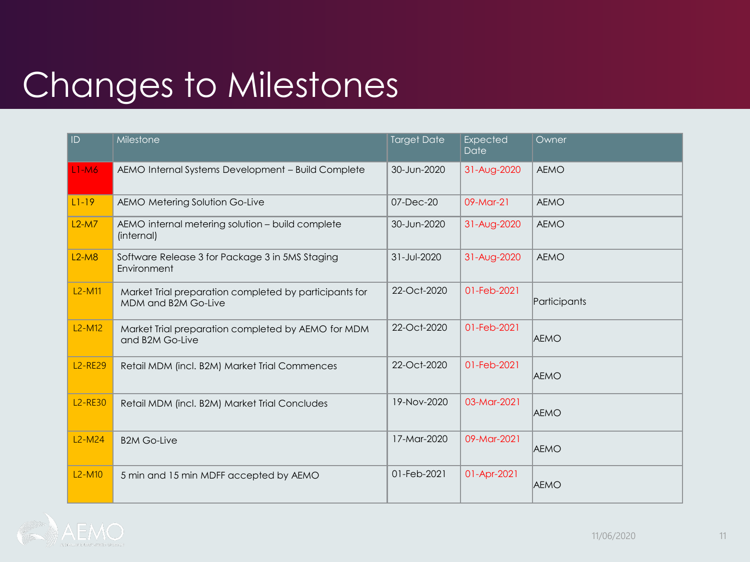# Changes to Milestones

| ID | Milestone | Target Date | Expected Date | Owner |
|---|---|---|---|---|
| L1-M6 | AEMO Internal Systems Development – Build Complete | 30-Jun-2020 | 31-Aug-2020 | AEMO |
| L1-19 | AEMO Metering Solution Go-Live | 07-Dec-20 | 09-Mar-21 | AEMO |
| L2-M7 | AEMO internal metering solution – build complete (internal) | 30-Jun-2020 | 31-Aug-2020 | AEMO |
| L2-M8 | Software Release 3 for Package 3 in 5MS Staging Environment | 31-Jul-2020 | 31-Aug-2020 | AEMO |
| L2-M11 | Market Trial preparation completed by participants for MDM and B2M Go-Live | 22-Oct-2020 | 01-Feb-2021 | Participants |
| L2-M12 | Market Trial preparation completed by AEMO for MDM and B2M Go-Live | 22-Oct-2020 | 01-Feb-2021 | AEMO |
| L2-RE29 | Retail MDM (incl. B2M) Market Trial Commences | 22-Oct-2020 | 01-Feb-2021 | AEMO |
| L2-RE30 | Retail MDM (incl. B2M) Market Trial Concludes | 19-Nov-2020 | 03-Mar-2021 | AEMO |
| L2-M24 | B2M Go-Live | 17-Mar-2020 | 09-Mar-2021 | AEMO |
| L2-M10 | 5 min and 15 min MDFF accepted by AEMO | 01-Feb-2021 | 01-Apr-2021 | AEMO |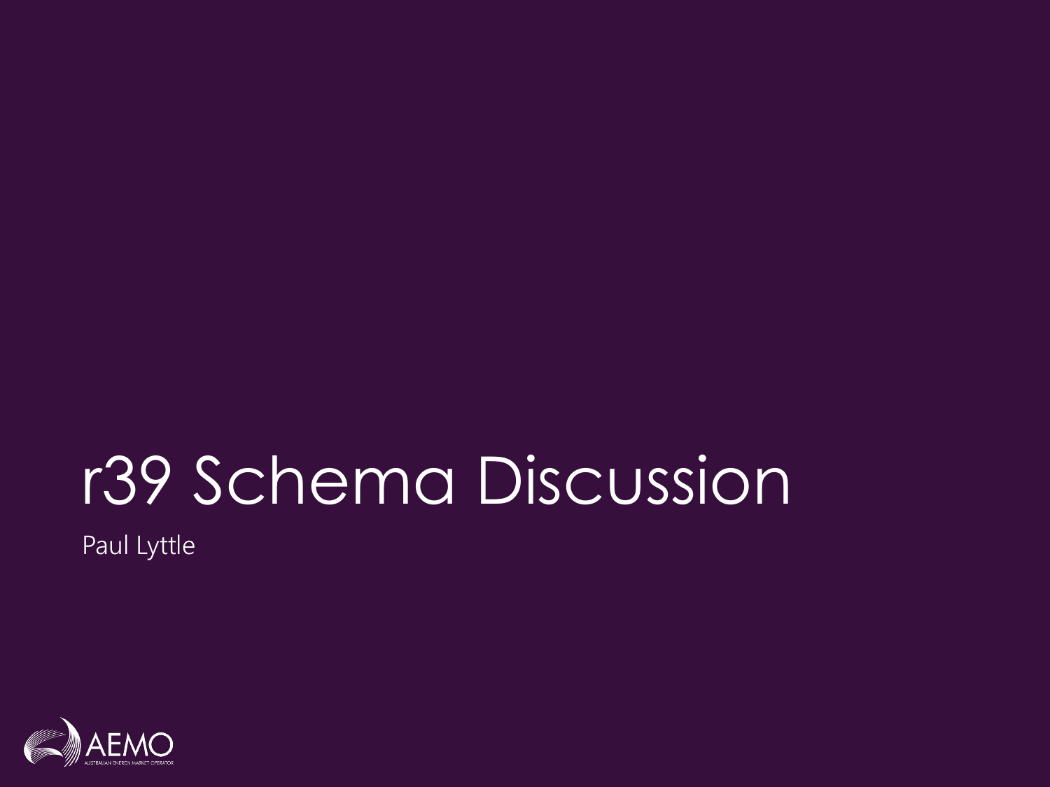# r39 Schema Discussion

Paul Lyttle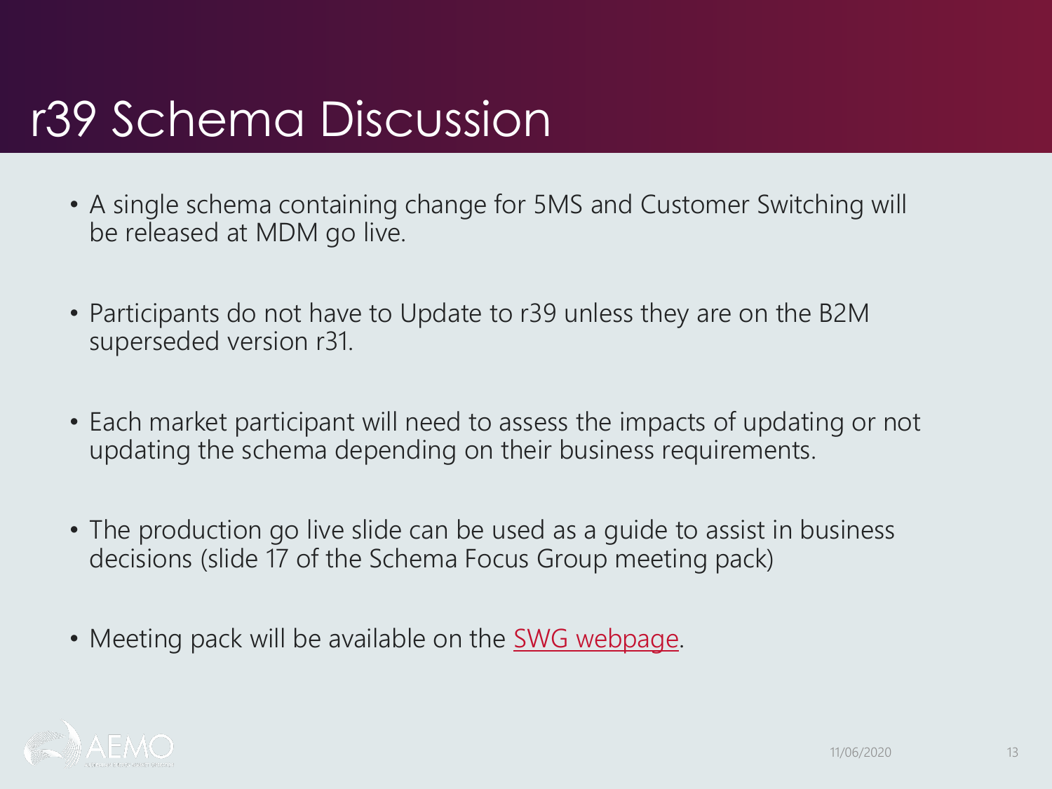# r39 Schema Discussion

- A single schema containing change for 5MS and Customer Switching will be released at MDM go live.
- Participants do not have to Update to r39 unless they are on the B2M superseded version r31.
- Each market participant will need to assess the impacts of updating or not updating the schema depending on their business requirements.
- The production go live slide can be used as a guide to assist in business decisions (slide 17 of the Schema Focus Group meeting pack)
- Meeting pack will be available on the SWG webpage.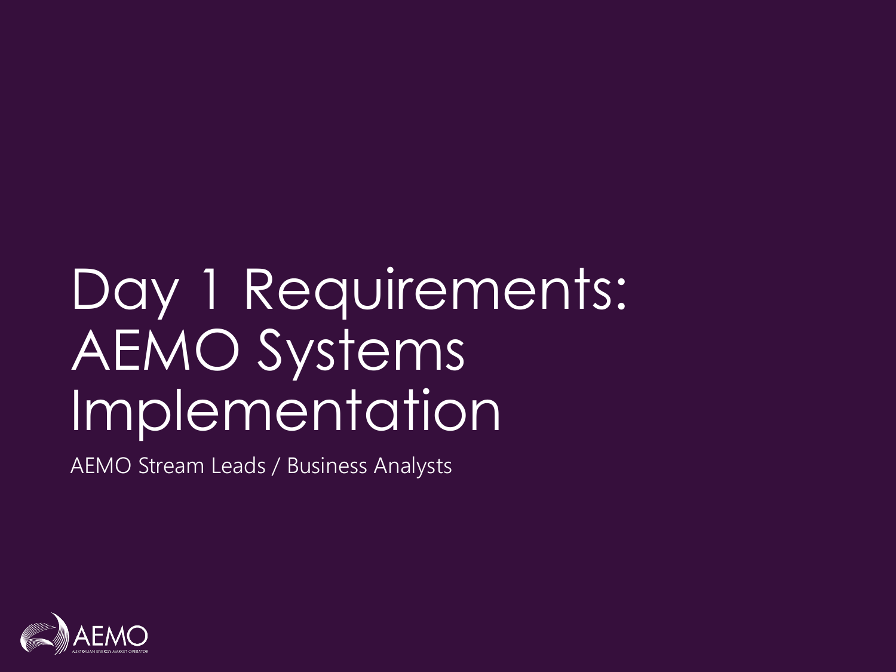# Day 1 Requirements: AEMO Systems Implementation

AEMO Stream Leads / Business Analysts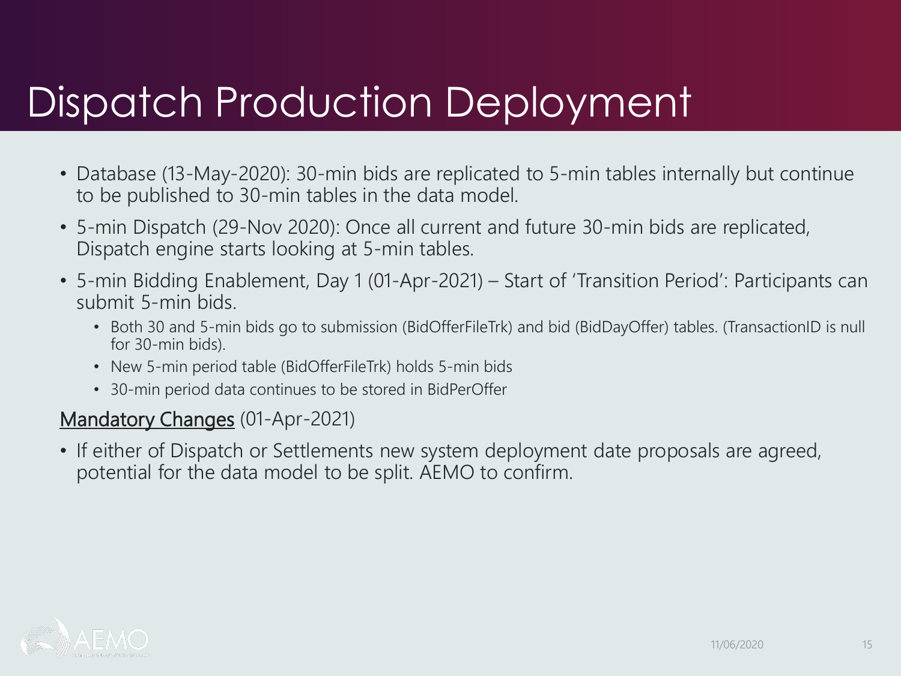# Dispatch Production Deployment

- Database (13-May-2020): 30-min bids are replicated to 5-min tables internally but continue to be published to 30-min tables in the data model.
- 5-min Dispatch (29-Nov 2020): Once all current and future 30-min bids are replicated, Dispatch engine starts looking at 5-min tables.
- 5-min Bidding Enablement, Day 1 (01-Apr-2021) – Start of 'Transition Period': Participants can submit 5-min bids.
  - Both 30 and 5-min bids go to submission (BidOfferFileTrk) and bid (BidDayOffer) tables. (TransactionID is null for 30-min bids).
  - New 5-min period table (BidOfferFileTrk) holds 5-min bids
  - 30-min period data continues to be stored in BidPerOffer

<u>Mandatory Changes</u> (01-Apr-2021)

- If either of Dispatch or Settlements new system deployment date proposals are agreed, potential for the data model to be split. AEMO to confirm.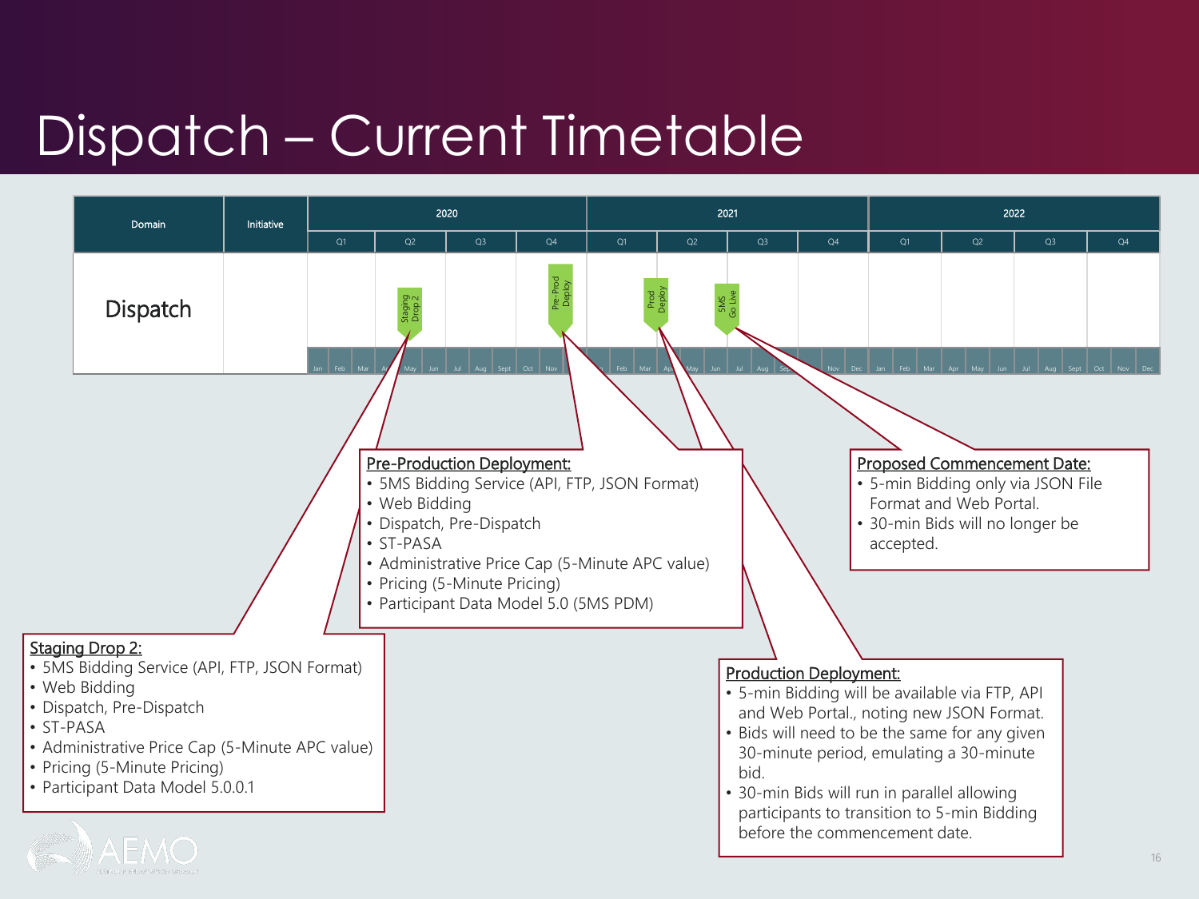# Dispatch – Current Timetable

| Domain | Initiative | 2020 | | | | 2021 | | | | 2022 | | | |
|---|---|---|---|---|---|---|---|---|---|---|---|---|---|
| | | Q1 | Q2 | Q3 | Q4 | Q1 | Q2 | Q3 | Q4 | Q1 | Q2 | Q3 | Q4 |
| Dispatch | | | Staging Drop 2 | | Pre-Prod Deploy | | Prod Deploy | 5MS Go Live | | | | | |

**Staging Drop 2:**

- 5MS Bidding Service (API, FTP, JSON Format)
- Web Bidding
- Dispatch, Pre-Dispatch
- ST-PASA
- Administrative Price Cap (5-Minute APC value)
- Pricing (5-Minute Pricing)
- Participant Data Model 5.0.0.1

**Pre-Production Deployment:**

- 5MS Bidding Service (API, FTP, JSON Format)
- Web Bidding
- Dispatch, Pre-Dispatch
- ST-PASA
- Administrative Price Cap (5-Minute APC value)
- Pricing (5-Minute Pricing)
- Participant Data Model 5.0 (5MS PDM)

**Production Deployment:**

- 5-min Bidding will be available via FTP, API and Web Portal., noting new JSON Format.
- Bids will need to be the same for any given 30-minute period, emulating a 30-minute bid.
- 30-min Bids will run in parallel allowing participants to transition to 5-min Bidding before the commencement date.

**Proposed Commencement Date:**

- 5-min Bidding only via JSON File Format and Web Portal.
- 30-min Bids will no longer be accepted.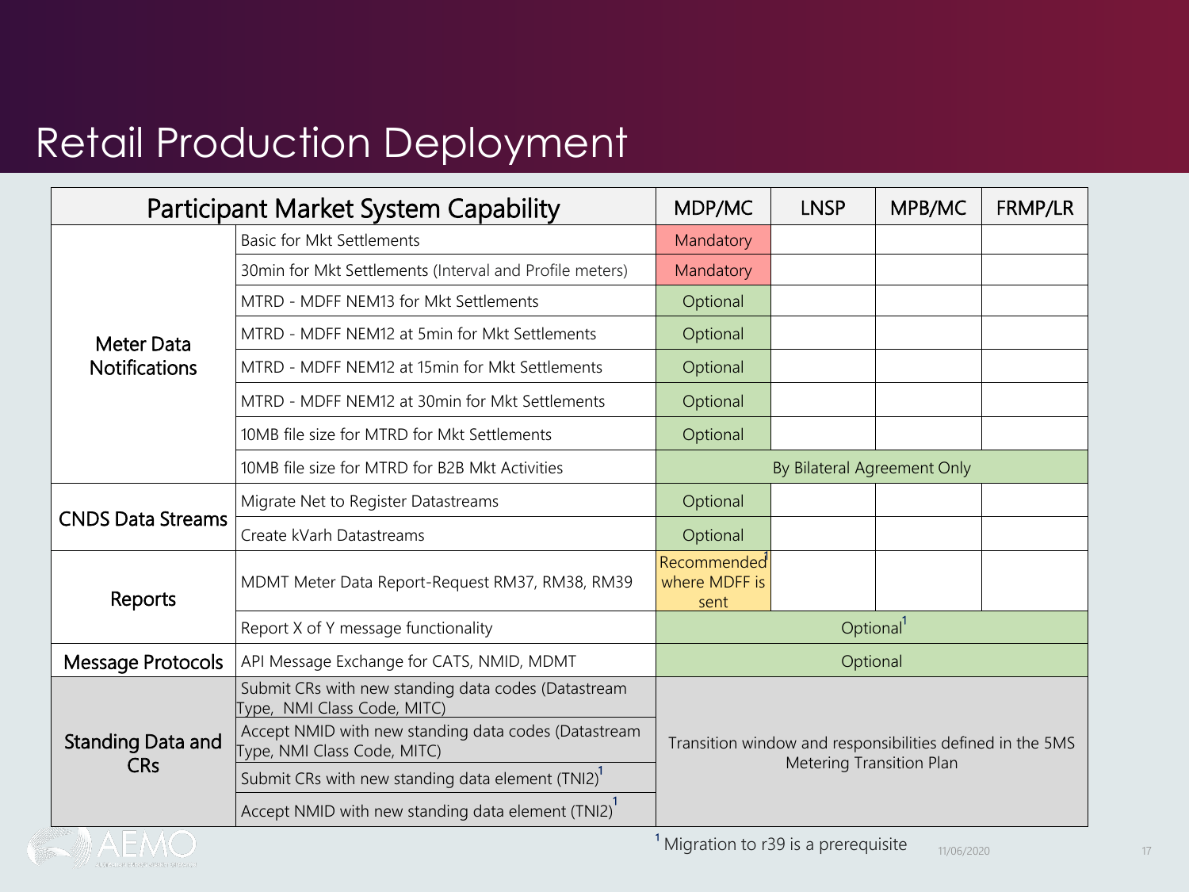# Retail Production Deployment

| Participant Market System Capability | | MDP/MC | LNSP | MPB/MC | FRMP/LR |
|---|---|---|---|---|---|
| Meter Data Notifications | Basic for Mkt Settlements | Mandatory | | | |
| | 30min for Mkt Settlements (Interval and Profile meters) | Mandatory | | | |
| | MTRD - MDFF NEM13 for Mkt Settlements | Optional | | | |
| | MTRD - MDFF NEM12 at 5min for Mkt Settlements | Optional | | | |
| | MTRD - MDFF NEM12 at 15min for Mkt Settlements | Optional | | | |
| | MTRD - MDFF NEM12 at 30min for Mkt Settlements | Optional | | | |
| | 10MB file size for MTRD for Mkt Settlements | Optional | | | |
| | 10MB file size for MTRD for B2B Mkt Activities | By Bilateral Agreement Only | | | |
| CNDS Data Streams | Migrate Net to Register Datastreams | Optional | | | |
| | Create kVarh Datastreams | Optional | | | |
| Reports | MDMT Meter Data Report-Request RM37, RM38, RM39 | Recommended[1] where MDFF is sent | | | |
| | Report X of Y message functionality | Optional[1] | | | |
| Message Protocols | API Message Exchange for CATS, NMID, MDMT | Optional | | | |
| Standing Data and CRs | Submit CRs with new standing data codes (Datastream Type, NMI Class Code, MITC) | Transition window and responsibilities defined in the 5MS Metering Transition Plan | | | |
| | Accept NMID with new standing data codes (Datastream Type, NMI Class Code, MITC) | | | | |
| | Submit CRs with new standing data element (TNI2)[1] | | | | |
| | Accept NMID with new standing data element (TNI2)[1] | | | | |

[1] Migration to r39 is a prerequisite

11/06/2020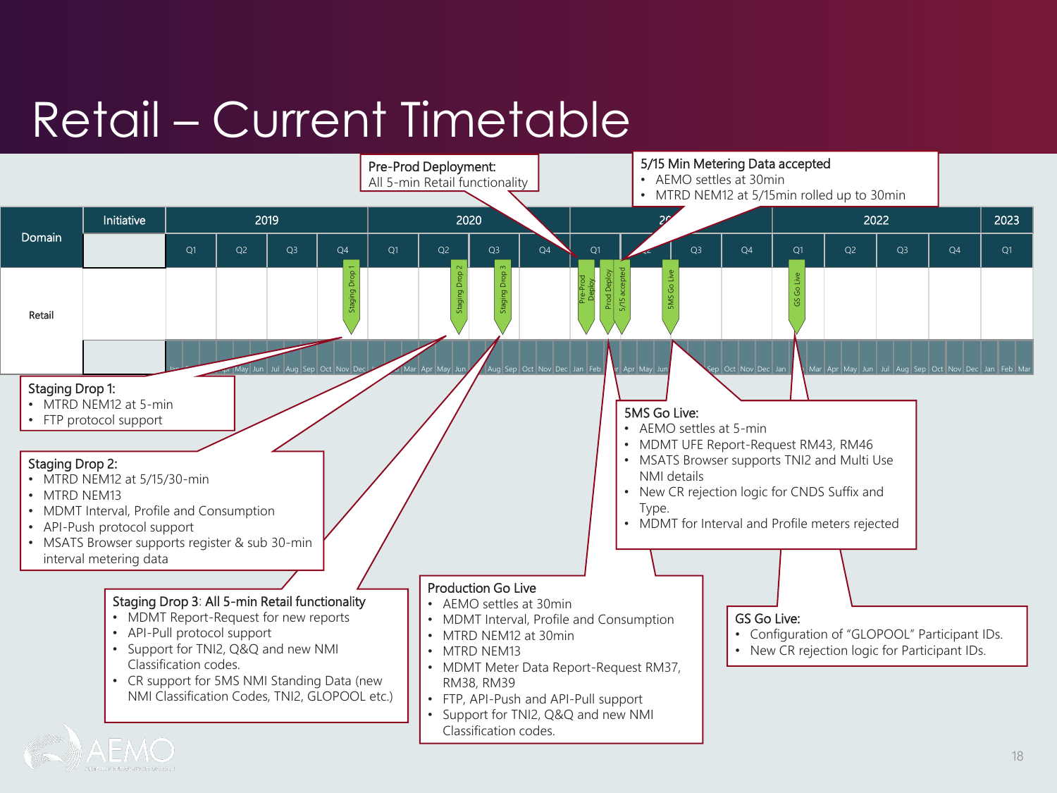# Retail – Current Timetable

| Domain | Initiative | 2019 | | | | 2020 | | | | 2021 | | | | 2022 | | | | 2023 |
|---|---|---|---|---|---|---|---|---|---|---|---|---|---|---|---|---|---|---|
| | | Q1 | Q2 | Q3 | Q4 | Q1 | Q2 | Q3 | Q4 | Q1 | Q2 | Q3 | Q4 | Q1 | Q2 | Q3 | Q4 | Q1 |
| Retail | | | | | Staging Drop 1 | | Staging Drop 2 | Staging Drop 3 | | Pre-Prod Deploy, Prod Deploy, 5/15 accepted | | 5MS Go Live | | GS Go Live | | | | |

**Pre-Prod Deployment:** All 5-min Retail functionality

**5/15 Min Metering Data accepted**
- AEMO settles at 30min
- MTRD NEM12 at 5/15min rolled up to 30min

**Staging Drop 1:**
- MTRD NEM12 at 5-min
- FTP protocol support

**Staging Drop 2:**
- MTRD NEM12 at 5/15/30-min
- MTRD NEM13
- MDMT Interval, Profile and Consumption
- API-Push protocol support
- MSATS Browser supports register & sub 30-min interval metering data

**Staging Drop 3: All 5-min Retail functionality**
- MDMT Report-Request for new reports
- API-Pull protocol support
- Support for TNI2, Q&Q and new NMI Classification codes.
- CR support for 5MS NMI Standing Data (new NMI Classification Codes, TNI2, GLOPOOL etc.)

**Production Go Live**
- AEMO settles at 30min
- MDMT Interval, Profile and Consumption
- MTRD NEM12 at 30min
- MTRD NEM13
- MDMT Meter Data Report-Request RM37, RM38, RM39
- FTP, API-Push and API-Pull support
- Support for TNI2, Q&Q and new NMI Classification codes.

**5MS Go Live:**
- AEMO settles at 5-min
- MDMT UFE Report-Request RM43, RM46
- MSATS Browser supports TNI2 and Multi Use NMI details
- New CR rejection logic for CNDS Suffix and Type.
- MDMT for Interval and Profile meters rejected

**GS Go Live:**
- Configuration of "GLOPOOL" Participant IDs.
- New CR rejection logic for Participant IDs.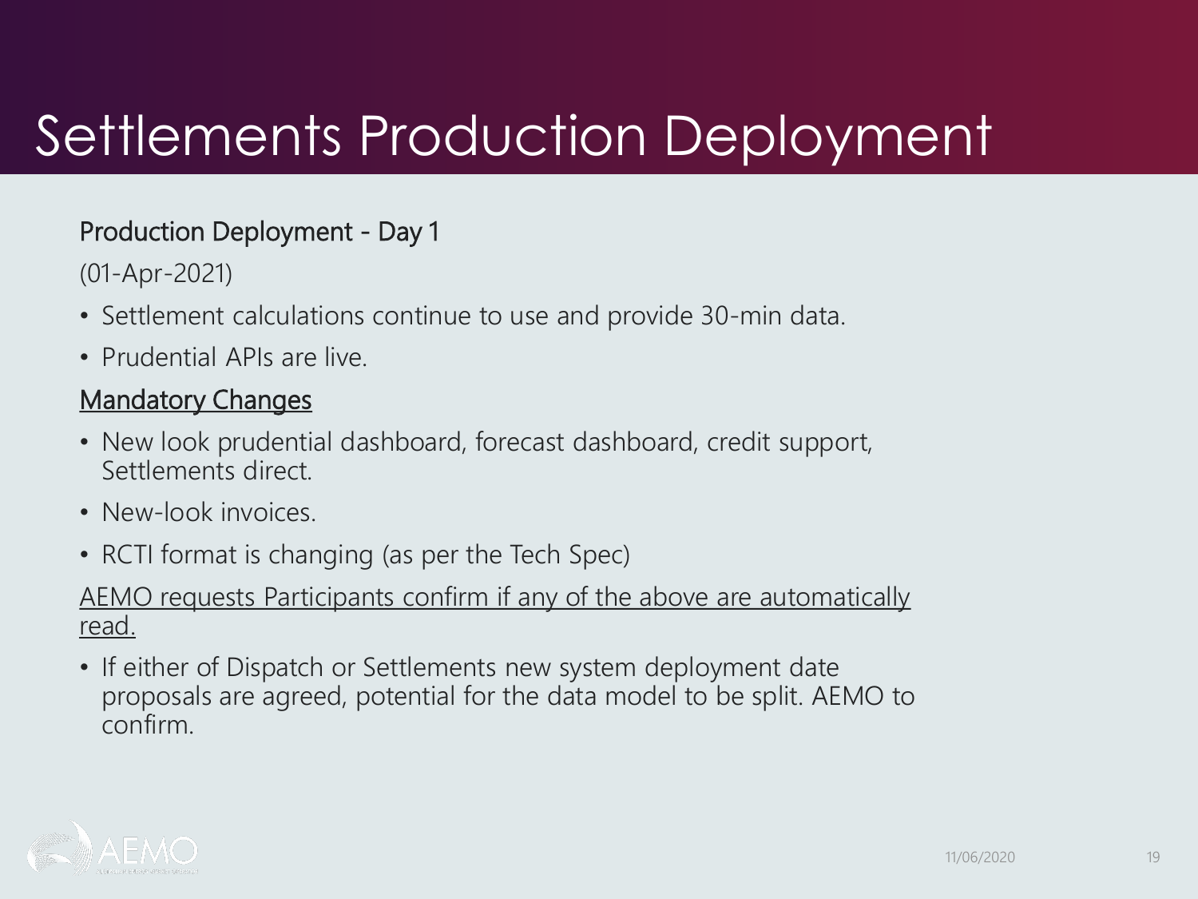# Settlements Production Deployment

Production Deployment - Day 1

(01-Apr-2021)

- Settlement calculations continue to use and provide 30-min data.
- Prudential APIs are live.

<u>Mandatory Changes</u>

- New look prudential dashboard, forecast dashboard, credit support, Settlements direct.
- New-look invoices.
- RCTI format is changing (as per the Tech Spec)

<u>AEMO requests Participants confirm if any of the above are automatically read.</u>

- If either of Dispatch or Settlements new system deployment date proposals are agreed, potential for the data model to be split. AEMO to confirm.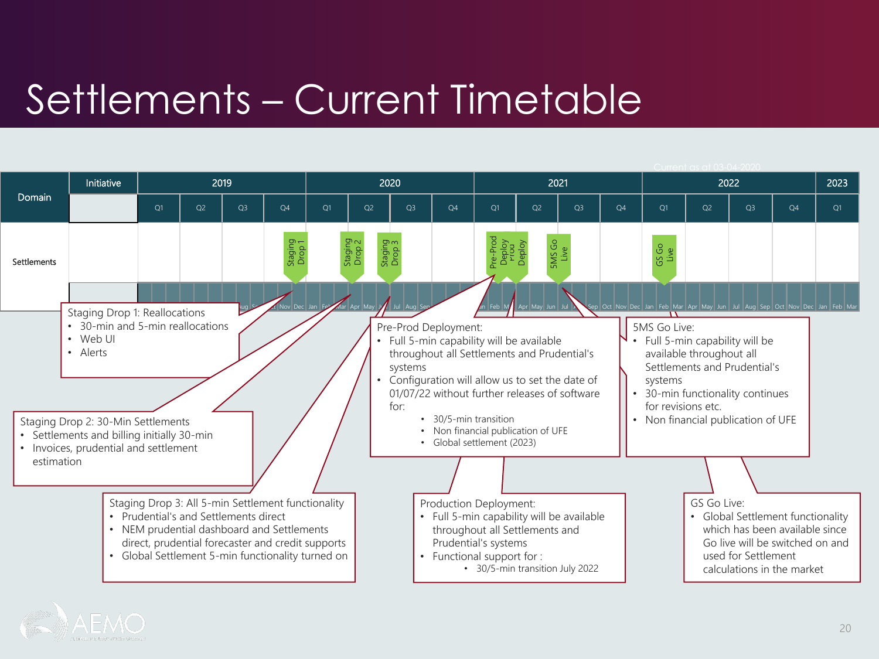# Settlements – Current Timetable

Current as at 03-04-2020

| Domain | Initiative | 2019 | | | | 2020 | | | | 2021 | | | | 2022 | | | | 2023 |
|---|---|---|---|---|---|---|---|---|---|---|---|---|---|---|---|---|---|---|
| | | Q1 | Q2 | Q3 | Q4 | Q1 | Q2 | Q3 | Q4 | Q1 | Q2 | Q3 | Q4 | Q1 | Q2 | Q3 | Q4 | Q1 |
| Settlements | | | | | Staging Drop 1 | | Staging Drop 2 | Staging Drop 3 | | Pre-Prod Deploy; Prod Deploy | | 5MS Go Live | | GS Go Live | | | | |

**Staging Drop 1: Reallocations**
- 30-min and 5-min reallocations
- Web UI
- Alerts

**Staging Drop 2: 30-Min Settlements**
- Settlements and billing initially 30-min
- Invoices, prudential and settlement estimation

**Staging Drop 3: All 5-min Settlement functionality**
- Prudential's and Settlements direct
- NEM prudential dashboard and Settlements direct, prudential forecaster and credit supports
- Global Settlement 5-min functionality turned on

**Pre-Prod Deployment:**
- Full 5-min capability will be available throughout all Settlements and Prudential's systems
- Configuration will allow us to set the date of 01/07/22 without further releases of software for:
  - 30/5-min transition
  - Non financial publication of UFE
  - Global settlement (2023)

**Production Deployment:**
- Full 5-min capability will be available throughout all Settlements and Prudential's systems
- Functional support for :
  - 30/5-min transition July 2022

**5MS Go Live:**
- Full 5-min capability will be available throughout all Settlements and Prudential's systems
- 30-min functionality continues for revisions etc.
- Non financial publication of UFE

**GS Go Live:**
- Global Settlement functionality which has been available since Go live will be switched on and used for Settlement calculations in the market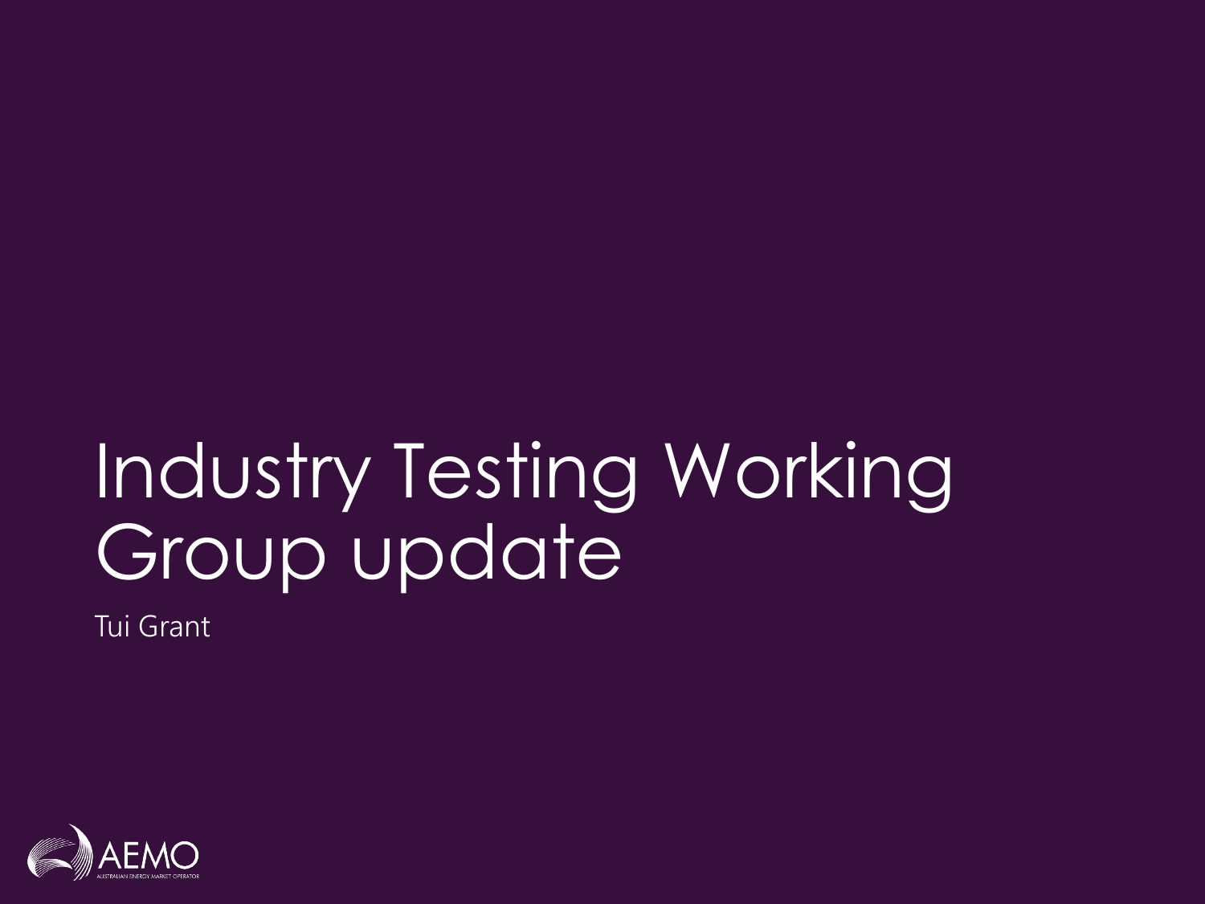# Industry Testing Working Group update

Tui Grant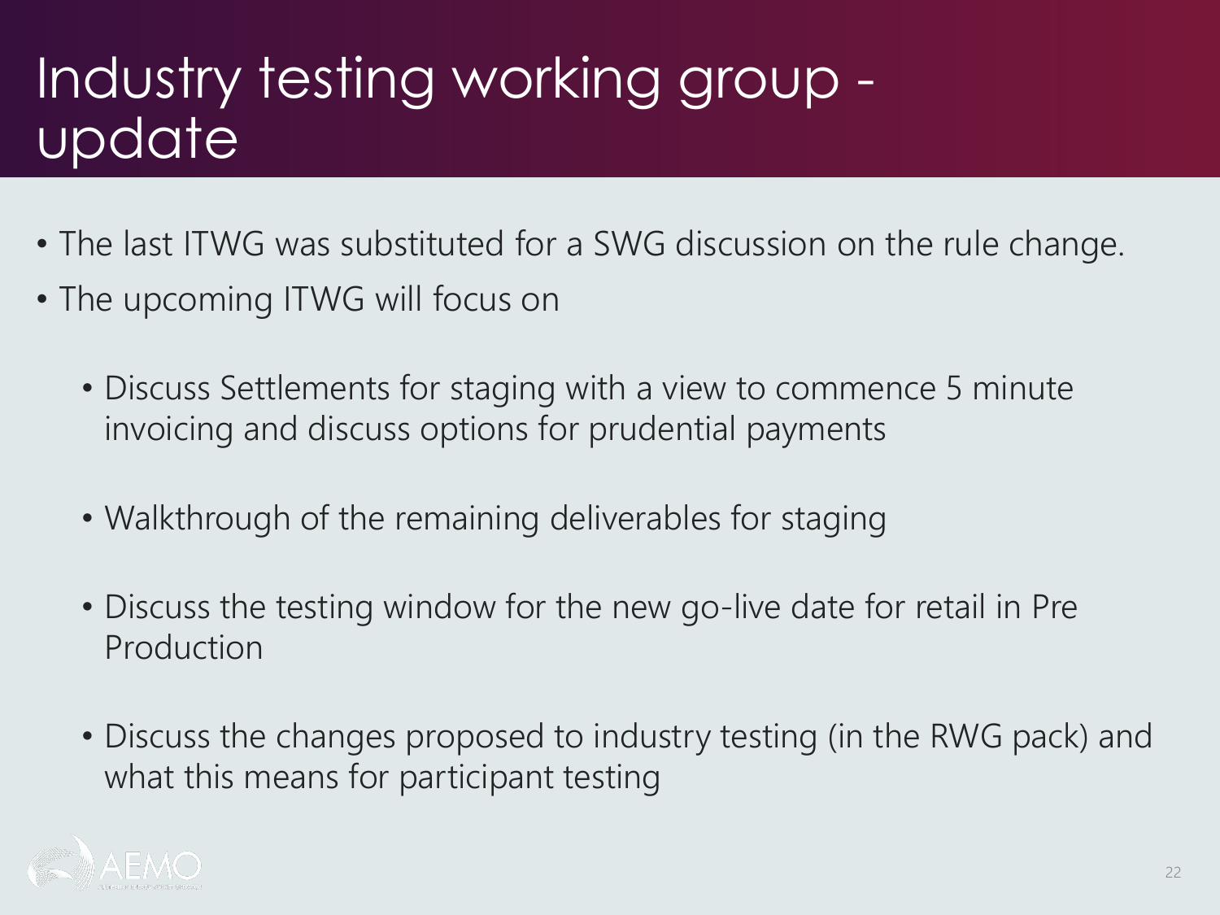# Industry testing working group - update

- The last ITWG was substituted for a SWG discussion on the rule change.
- The upcoming ITWG will focus on
  - Discuss Settlements for staging with a view to commence 5 minute invoicing and discuss options for prudential payments
  - Walkthrough of the remaining deliverables for staging
  - Discuss the testing window for the new go-live date for retail in Pre Production
  - Discuss the changes proposed to industry testing (in the RWG pack) and what this means for participant testing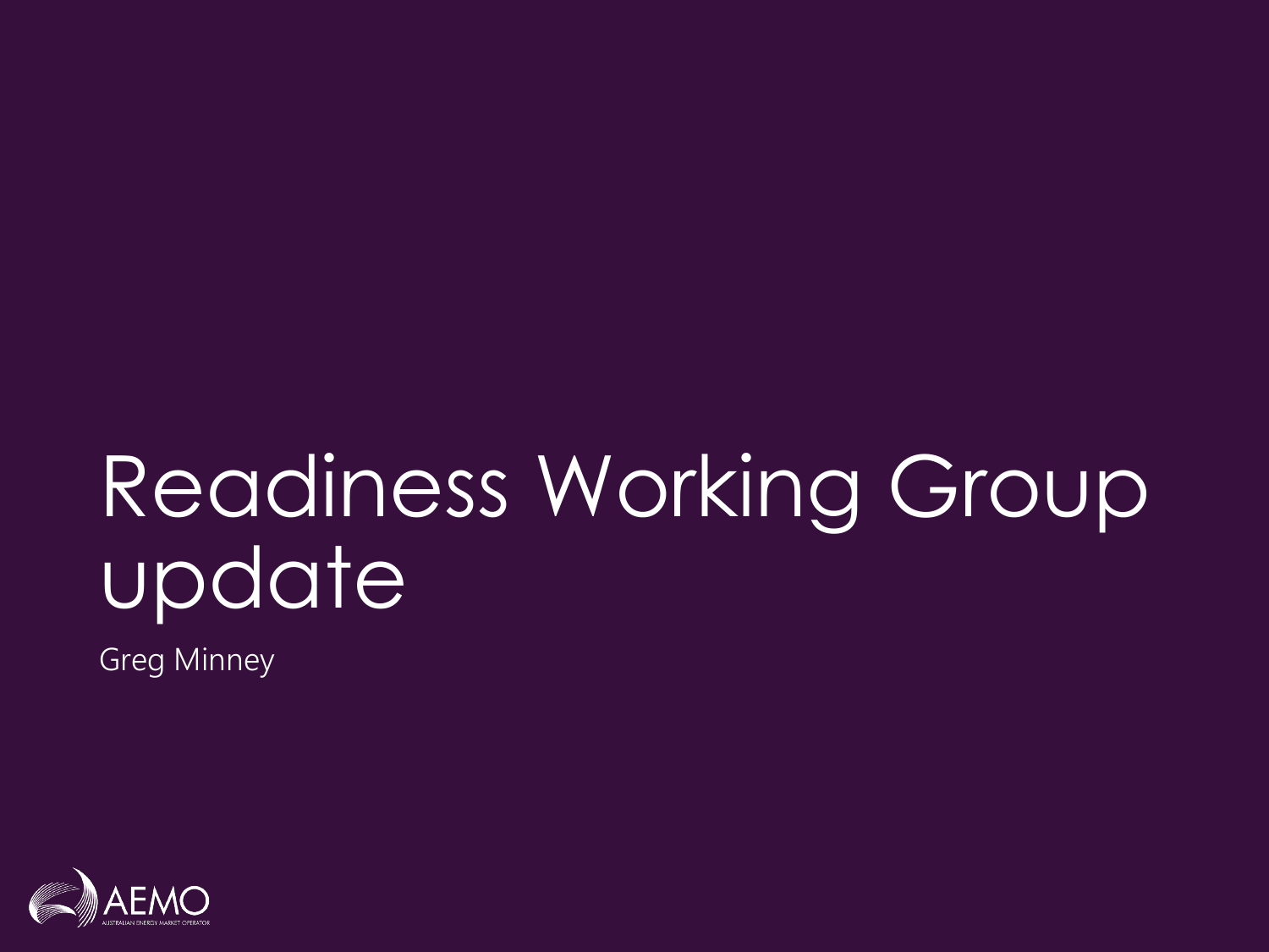# Readiness Working Group update

Greg Minney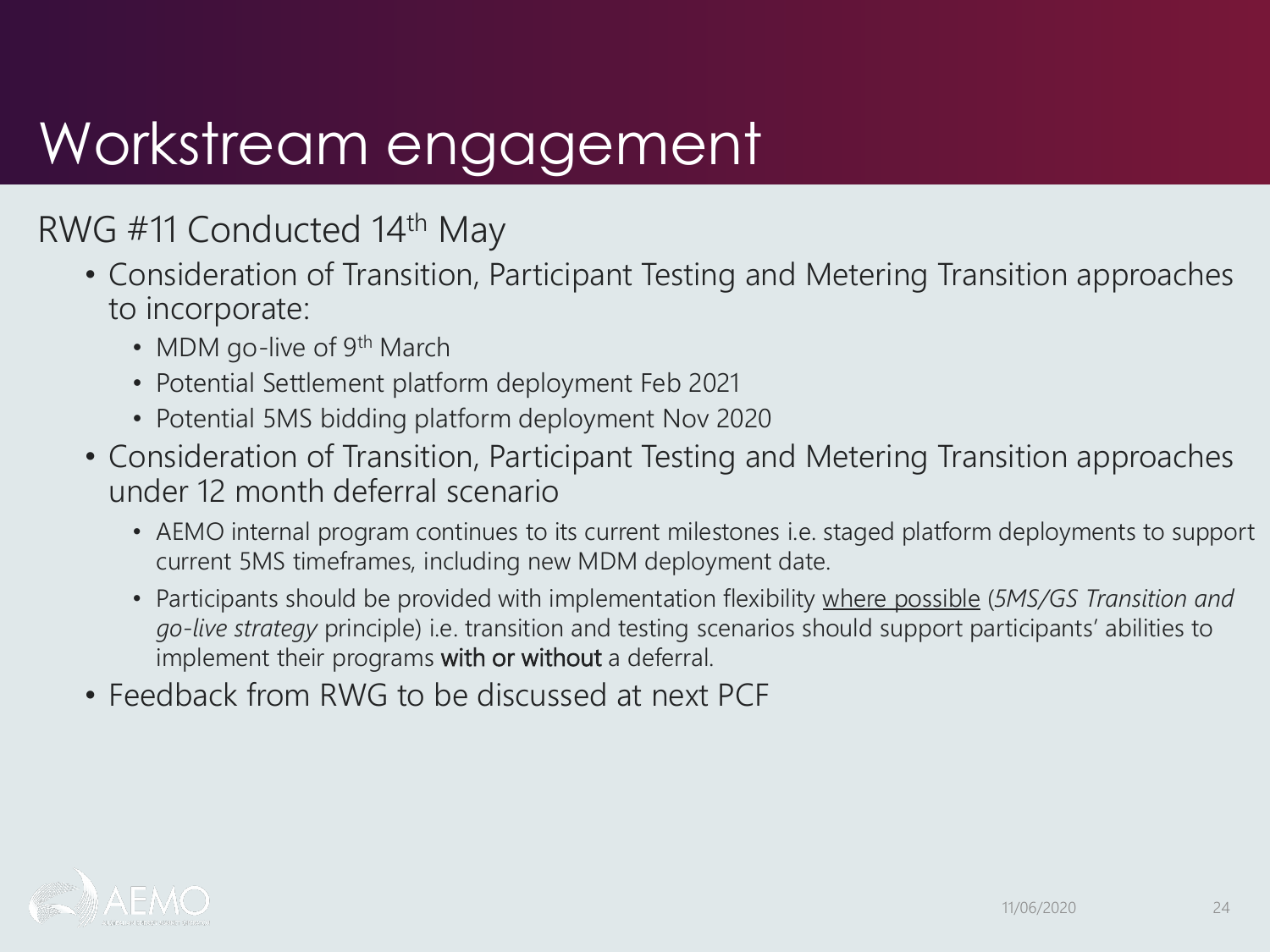# Workstream engagement

RWG #11 Conducted 14th May

- Consideration of Transition, Participant Testing and Metering Transition approaches to incorporate:
  - MDM go-live of 9th March
  - Potential Settlement platform deployment Feb 2021
  - Potential 5MS bidding platform deployment Nov 2020
- Consideration of Transition, Participant Testing and Metering Transition approaches under 12 month deferral scenario
  - AEMO internal program continues to its current milestones i.e. staged platform deployments to support current 5MS timeframes, including new MDM deployment date.
  - Participants should be provided with implementation flexibility <u>where possible</u> (*5MS/GS Transition and go-live strategy* principle) i.e. transition and testing scenarios should support participants' abilities to implement their programs **with or without** a deferral.
- Feedback from RWG to be discussed at next PCF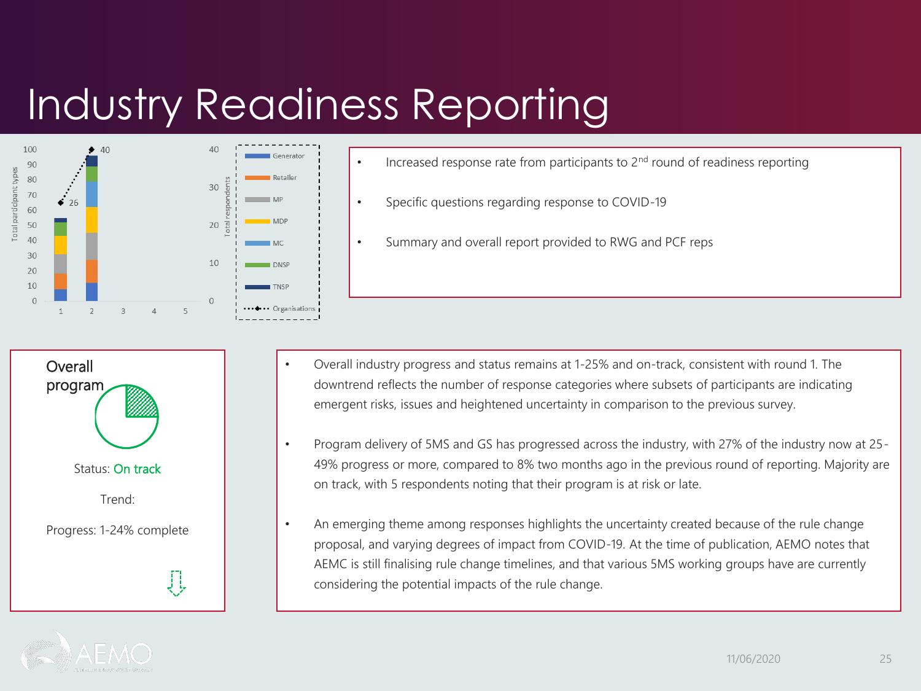# Industry Readiness Reporting

- Increased response rate from participants to 2nd round of readiness reporting
- Specific questions regarding response to COVID-19
- Summary and overall report provided to RWG and PCF reps

Overall program

Status: On track

Trend:

Progress: 1-24% complete

- Overall industry progress and status remains at 1-25% and on-track, consistent with round 1. The downtrend reflects the number of response categories where subsets of participants are indicating emergent risks, issues and heightened uncertainty in comparison to the previous survey.
- Program delivery of 5MS and GS has progressed across the industry, with 27% of the industry now at 25-49% progress or more, compared to 8% two months ago in the previous round of reporting. Majority are on track, with 5 respondents noting that their program is at risk or late.
- An emerging theme among responses highlights the uncertainty created because of the rule change proposal, and varying degrees of impact from COVID-19. At the time of publication, AEMO notes that AEMC is still finalising rule change timelines, and that various 5MS working groups have are currently considering the potential impacts of the rule change.

11/06/2020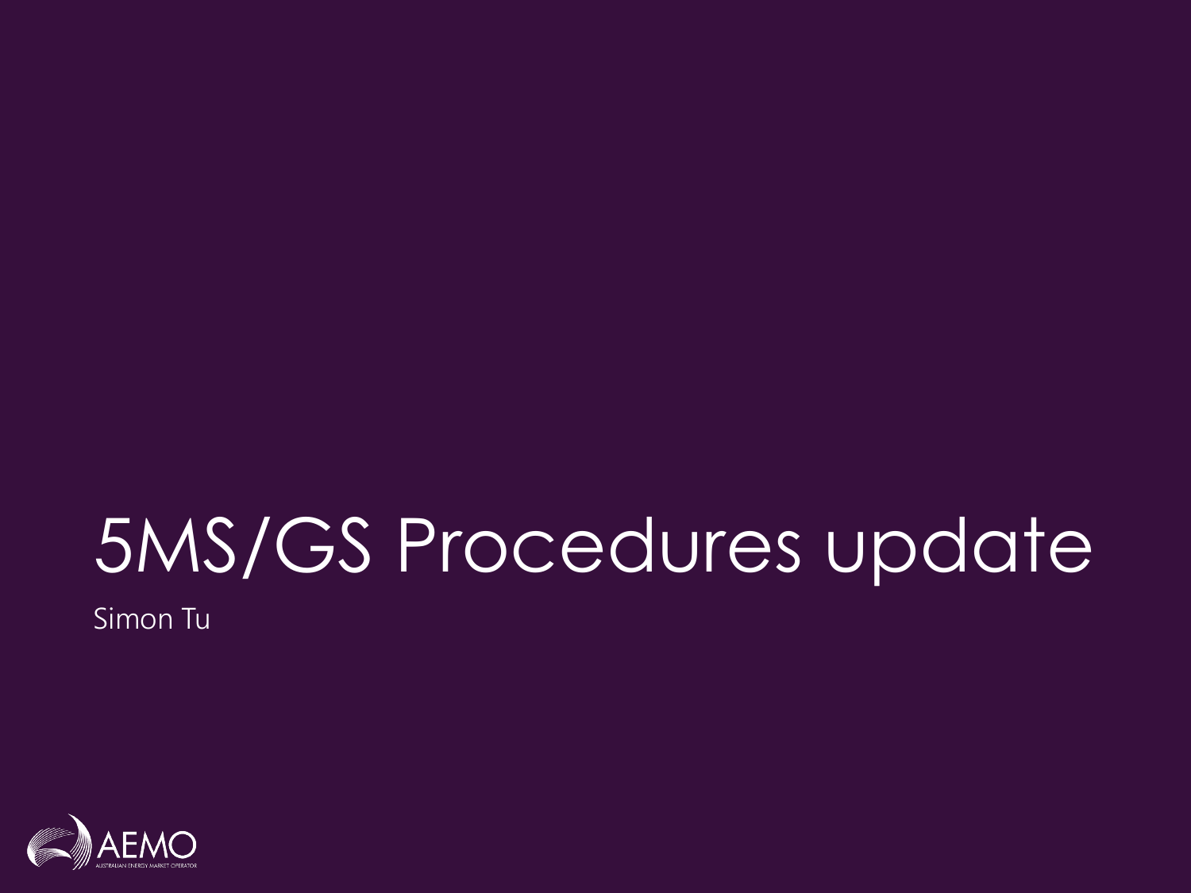# 5MS/GS Procedures update

Simon Tu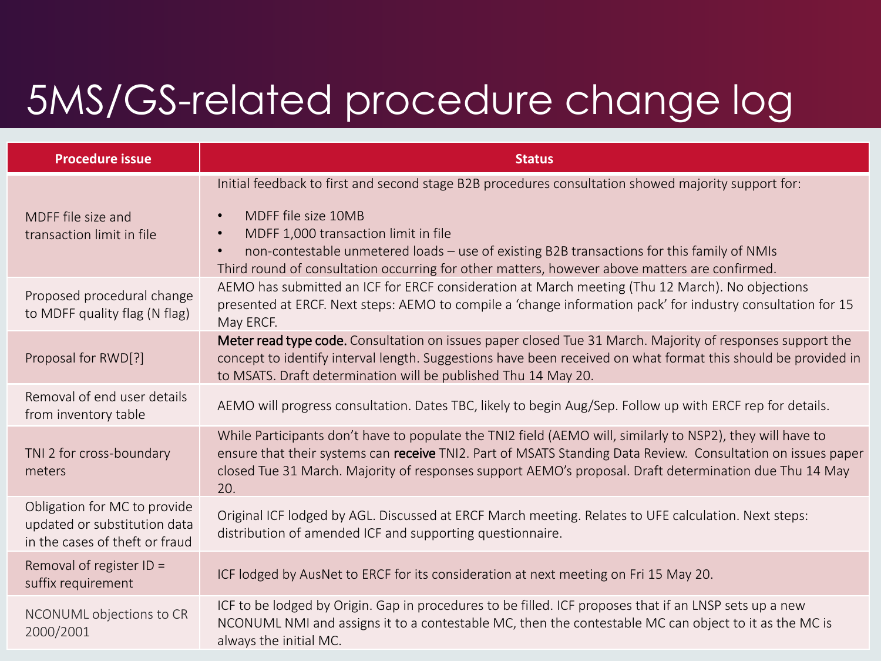# 5MS/GS-related procedure change log

| Procedure issue | Status |
|---|---|
| MDFF file size and transaction limit in file | Initial feedback to first and second stage B2B procedures consultation showed majority support for:<br>• MDFF file size 10MB<br>• MDFF 1,000 transaction limit in file<br>• non-contestable unmetered loads – use of existing B2B transactions for this family of NMIs<br>Third round of consultation occurring for other matters, however above matters are confirmed. |
| Proposed procedural change to MDFF quality flag (N flag) | AEMO has submitted an ICF for ERCF consideration at March meeting (Thu 12 March). No objections presented at ERCF. Next steps: AEMO to compile a 'change information pack' for industry consultation for 15 May ERCF. |
| Proposal for RWD[?] | **Meter read type code.** Consultation on issues paper closed Tue 31 March. Majority of responses support the concept to identify interval length. Suggestions have been received on what format this should be provided in to MSATS. Draft determination will be published Thu 14 May 20. |
| Removal of end user details from inventory table | AEMO will progress consultation. Dates TBC, likely to begin Aug/Sep. Follow up with ERCF rep for details. |
| TNI 2 for cross-boundary meters | While Participants don't have to populate the TNI2 field (AEMO will, similarly to NSP2), they will have to ensure that their systems can **receive** TNI2. Part of MSATS Standing Data Review. Consultation on issues paper closed Tue 31 March. Majority of responses support AEMO's proposal. Draft determination due Thu 14 May 20. |
| Obligation for MC to provide updated or substitution data in the cases of theft or fraud | Original ICF lodged by AGL. Discussed at ERCF March meeting. Relates to UFE calculation. Next steps: distribution of amended ICF and supporting questionnaire. |
| Removal of register ID = suffix requirement | ICF lodged by AusNet to ERCF for its consideration at next meeting on Fri 15 May 20. |
| NCONUML objections to CR 2000/2001 | ICF to be lodged by Origin. Gap in procedures to be filled. ICF proposes that if an LNSP sets up a new NCONUML NMI and assigns it to a contestable MC, then the contestable MC can object to it as the MC is always the initial MC. |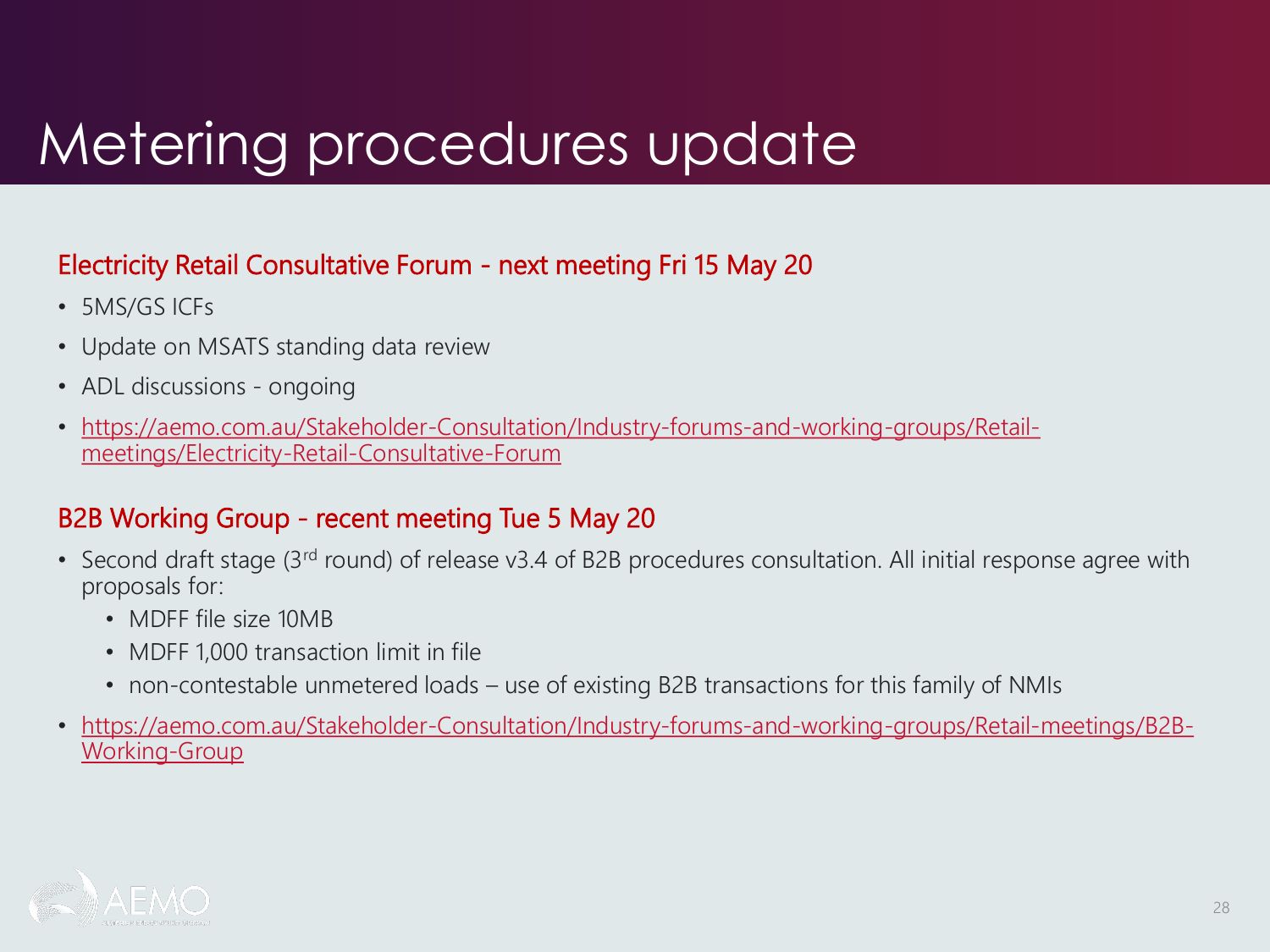# Metering procedures update

## Electricity Retail Consultative Forum - next meeting Fri 15 May 20

- 5MS/GS ICFs
- Update on MSATS standing data review
- ADL discussions - ongoing
- https://aemo.com.au/Stakeholder-Consultation/Industry-forums-and-working-groups/Retail-meetings/Electricity-Retail-Consultative-Forum

## B2B Working Group - recent meeting Tue 5 May 20

- Second draft stage (3rd round) of release v3.4 of B2B procedures consultation. All initial response agree with proposals for:
  - MDFF file size 10MB
  - MDFF 1,000 transaction limit in file
  - non-contestable unmetered loads – use of existing B2B transactions for this family of NMIs
- https://aemo.com.au/Stakeholder-Consultation/Industry-forums-and-working-groups/Retail-meetings/B2B-Working-Group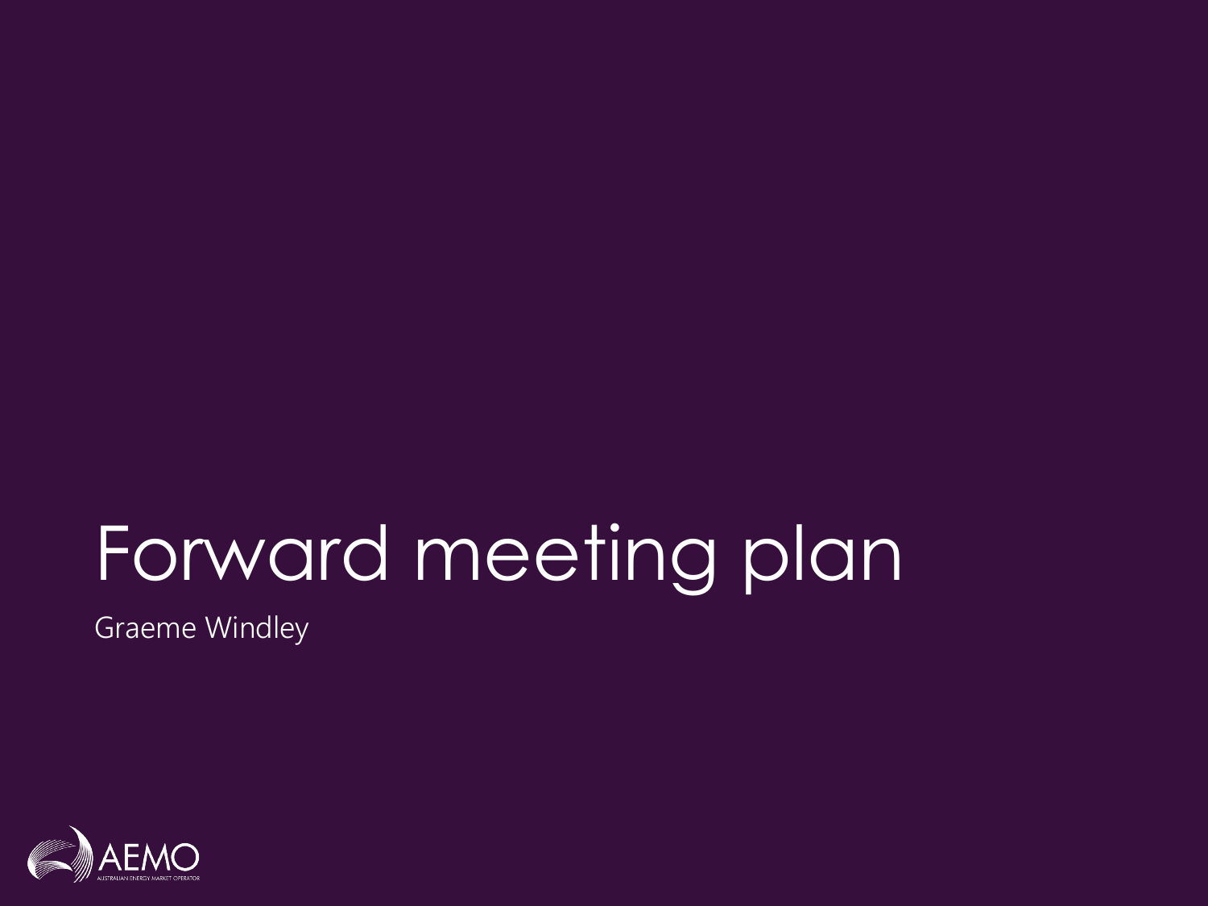# Forward meeting plan

Graeme Windley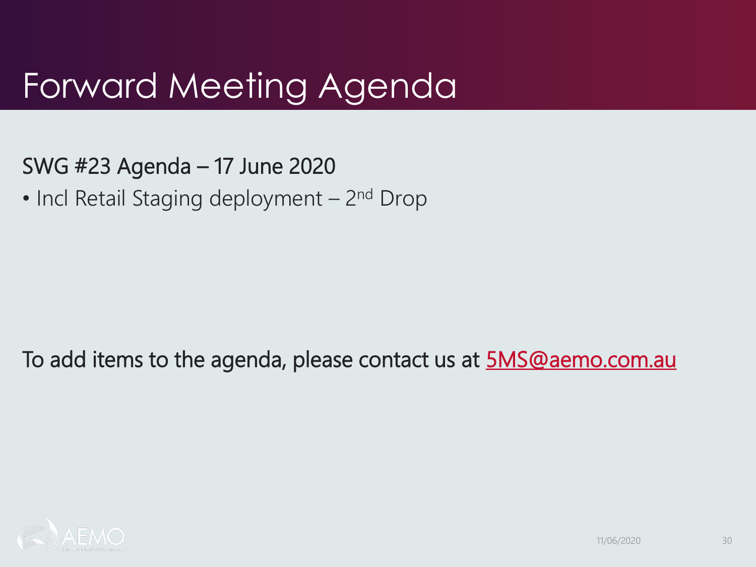# Forward Meeting Agenda

SWG #23 Agenda – 17 June 2020

- Incl Retail Staging deployment – 2nd Drop

To add items to the agenda, please contact us at 5MS@aemo.com.au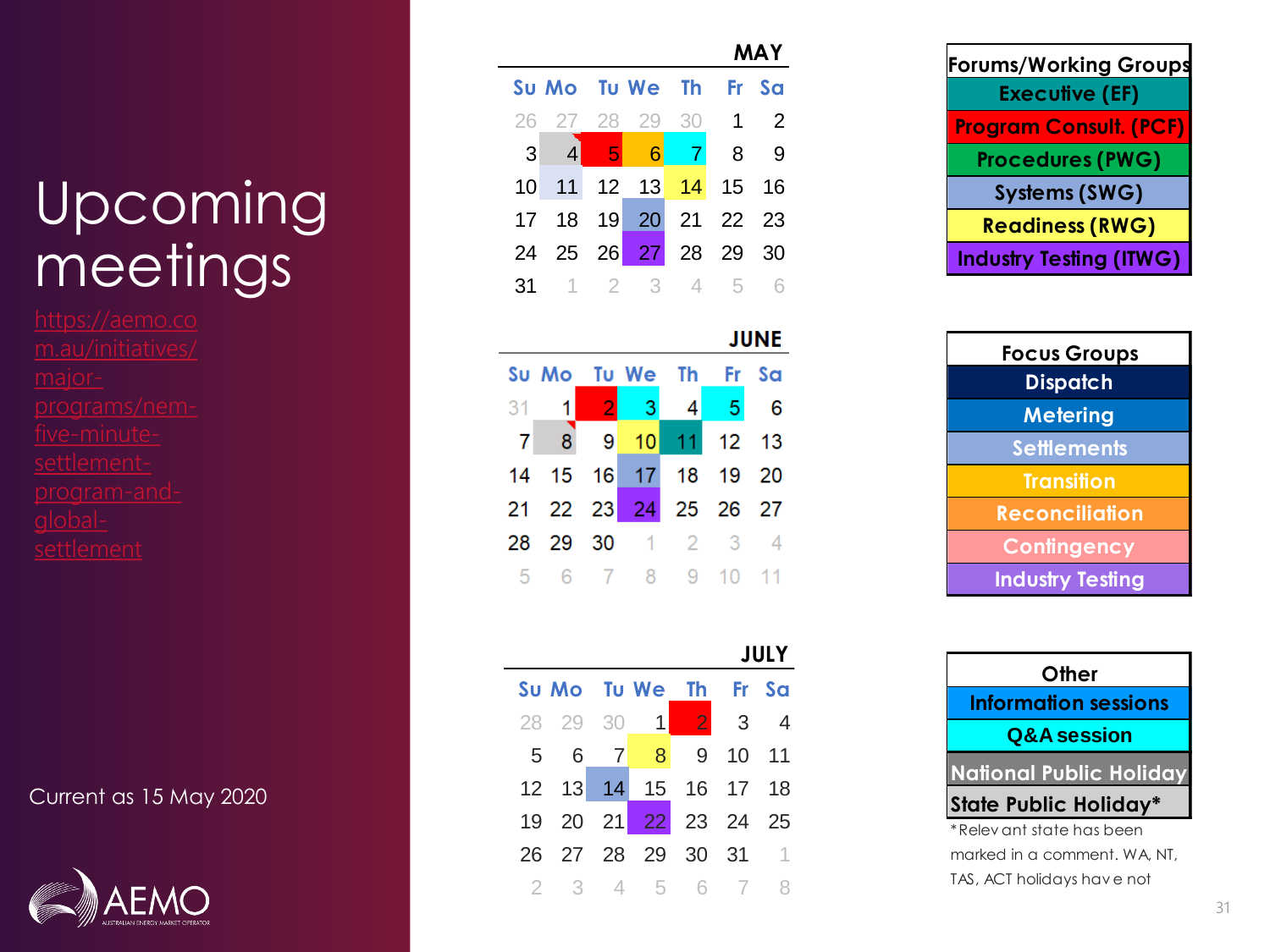# Upcoming meetings

https://aemo.com.au/initiatives/major-programs/nem-five-minute-settlement-program-and-global-settlement

Current as 15 May 2020

### MAY

| Su | Mo | Tu | We | Th | Fr | Sa |
|---|---|---|---|---|---|---|
| 26 | 27 | 28 | 29 | 30 | 1 | 2 |
| 3 | 4 | 5 | 6 | 7 | 8 | 9 |
| 10 | 11 | 12 | 13 | 14 | 15 | 16 |
| 17 | 18 | 19 | 20 | 21 | 22 | 23 |
| 24 | 25 | 26 | 27 | 28 | 29 | 30 |
| 31 | 1 | 2 | 3 | 4 | 5 | 6 |

### JUNE

| Su | Mo | Tu | We | Th | Fr | Sa |
|---|---|---|---|---|---|---|
| 31 | 1 | 2 | 3 | 4 | 5 | 6 |
| 7 | 8 | 9 | 10 | 11 | 12 | 13 |
| 14 | 15 | 16 | 17 | 18 | 19 | 20 |
| 21 | 22 | 23 | 24 | 25 | 26 | 27 |
| 28 | 29 | 30 | 1 | 2 | 3 | 4 |
| 5 | 6 | 7 | 8 | 9 | 10 | 11 |

### JULY

| Su | Mo | Tu | We | Th | Fr | Sa |
|---|---|---|---|---|---|---|
| 28 | 29 | 30 | 1 | 2 | 3 | 4 |
| 5 | 6 | 7 | 8 | 9 | 10 | 11 |
| 12 | 13 | 14 | 15 | 16 | 17 | 18 |
| 19 | 20 | 21 | 22 | 23 | 24 | 25 |
| 26 | 27 | 28 | 29 | 30 | 31 | 1 |
| 2 | 3 | 4 | 5 | 6 | 7 | 8 |

| Forums/Working Groups |
|---|
| Executive (EF) |
| Program Consult. (PCF) |
| Procedures (PWG) |
| Systems (SWG) |
| Readiness (RWG) |
| Industry Testing (ITWG) |

| Focus Groups |
|---|
| Dispatch |
| Metering |
| Settlements |
| Transition |
| Reconciliation |
| Contingency |
| Industry Testing |

| Other |
|---|
| Information sessions |
| Q&A session |
| National Public Holiday |
| State Public Holiday* |

*Relevant state has been marked in a comment. WA, NT, TAS, ACT holidays have not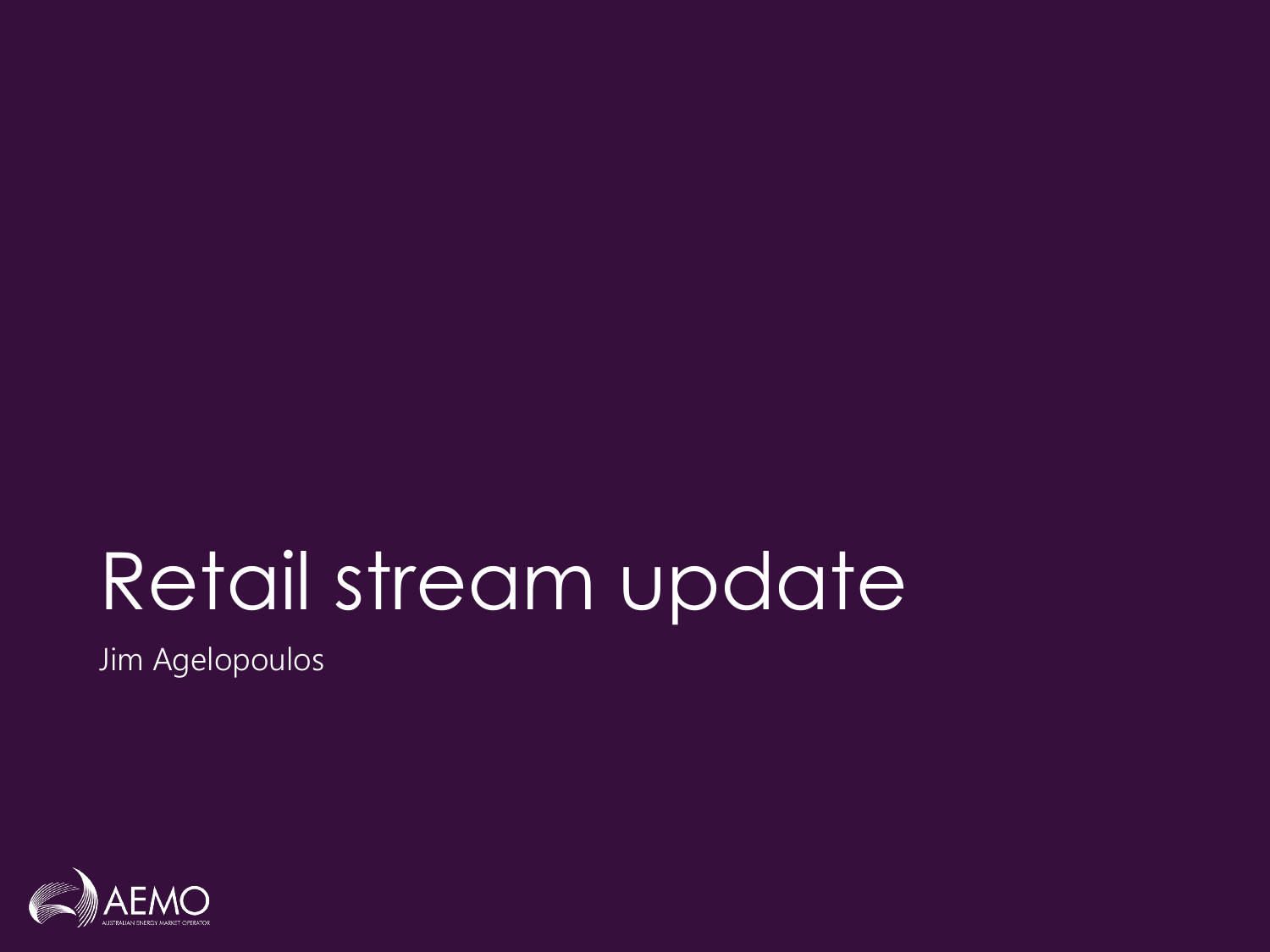# Retail stream update

Jim Agelopoulos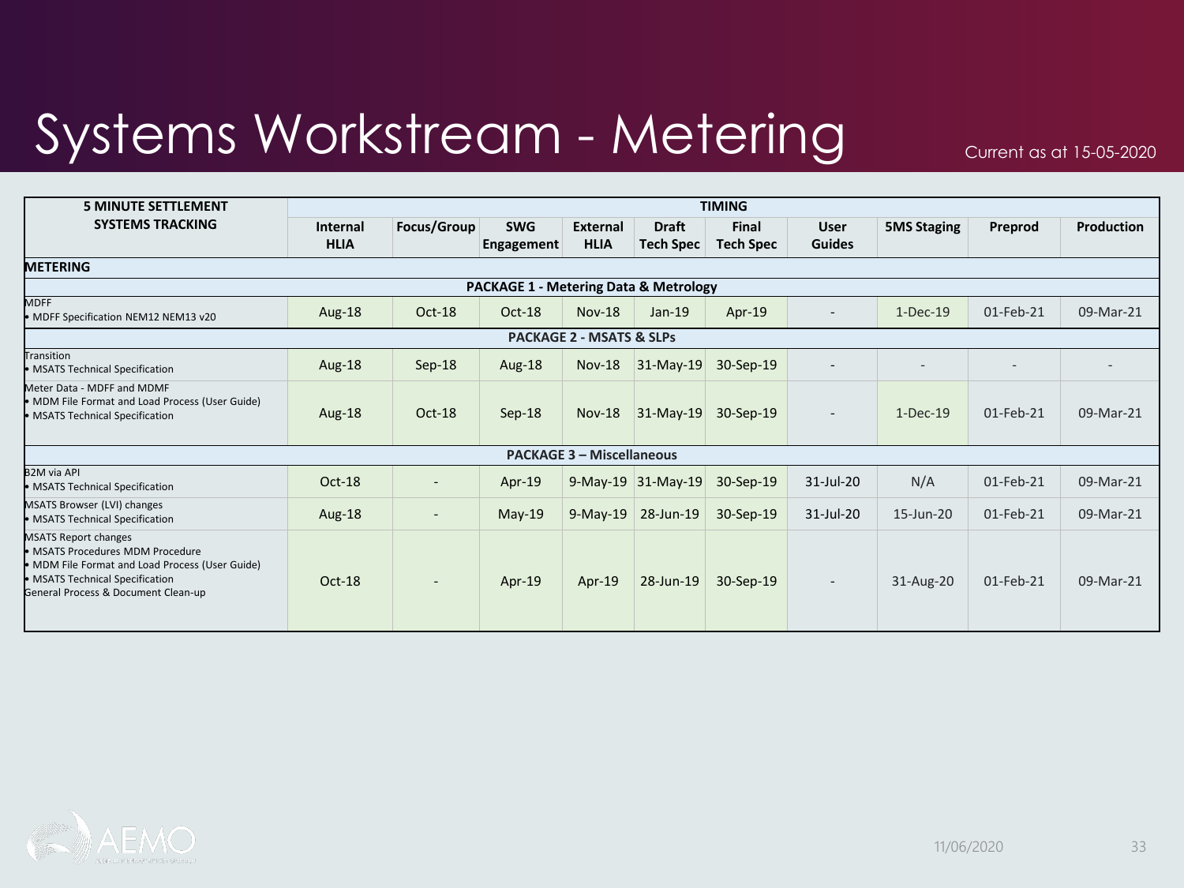# Systems Workstream - Metering

Current as at 15-05-2020

| 5 MINUTE SETTLEMENT SYSTEMS TRACKING | TIMING | | | | | | | | | |
|---|---|---|---|---|---|---|---|---|---|---|
| | Internal HLIA | Focus/Group | SWG Engagement | External HLIA | Draft Tech Spec | Final Tech Spec | User Guides | 5MS Staging | Preprod | Production |
| **METERING** | | | | | | | | | | |
| **PACKAGE 1 - Metering Data & Metrology** | | | | | | | | | | |
| MDFF<br>• MDFF Specification NEM12 NEM13 v20 | Aug-18 | Oct-18 | Oct-18 | Nov-18 | Jan-19 | Apr-19 | - | 1-Dec-19 | 01-Feb-21 | 09-Mar-21 |
| **PACKAGE 2 - MSATS & SLPs** | | | | | | | | | | |
| Transition<br>• MSATS Technical Specification | Aug-18 | Sep-18 | Aug-18 | Nov-18 | 31-May-19 | 30-Sep-19 | - | - | - | - |
| Meter Data - MDFF and MDMF<br>• MDM File Format and Load Process (User Guide)<br>• MSATS Technical Specification | Aug-18 | Oct-18 | Sep-18 | Nov-18 | 31-May-19 | 30-Sep-19 | - | 1-Dec-19 | 01-Feb-21 | 09-Mar-21 |
| **PACKAGE 3 – Miscellaneous** | | | | | | | | | | |
| B2M via API<br>• MSATS Technical Specification | Oct-18 | - | Apr-19 | 9-May-19 | 31-May-19 | 30-Sep-19 | 31-Jul-20 | N/A | 01-Feb-21 | 09-Mar-21 |
| MSATS Browser (LVI) changes<br>• MSATS Technical Specification | Aug-18 | - | May-19 | 9-May-19 | 28-Jun-19 | 30-Sep-19 | 31-Jul-20 | 15-Jun-20 | 01-Feb-21 | 09-Mar-21 |
| MSATS Report changes<br>• MSATS Procedures MDM Procedure<br>• MDM File Format and Load Process (User Guide)<br>• MSATS Technical Specification<br>General Process & Document Clean-up | Oct-18 | - | Apr-19 | Apr-19 | 28-Jun-19 | 30-Sep-19 | - | 31-Aug-20 | 01-Feb-21 | 09-Mar-21 |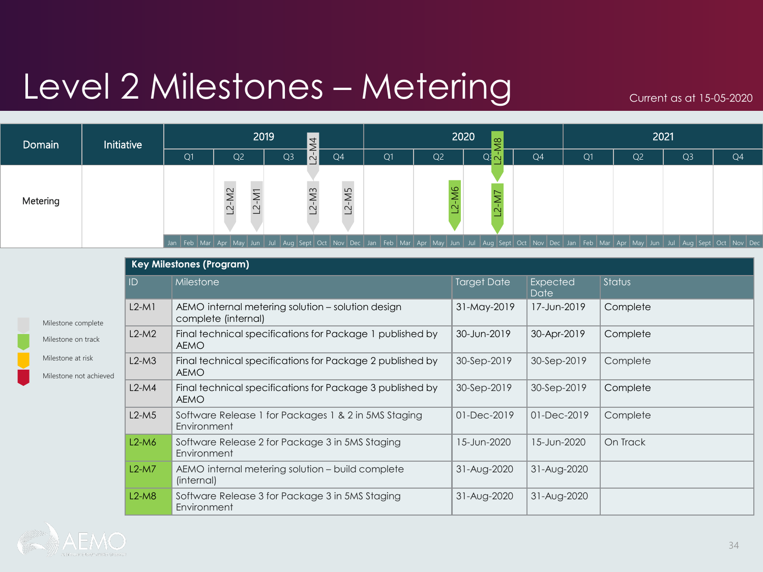# Level 2 Milestones – Metering

Current as at 15-05-2020

| Domain | Initiative | 2019 | 2020 | 2021 |
|---|---|---|---|---|
| Metering | | L2-M2, L2-M1, L2-M3, L2-M4, L2-M5 | L2-M6, L2-M7, L2-M8 | |

- Milestone complete
- Milestone on track
- Milestone at risk
- Milestone not achieved

**Key Milestones (Program)**

| ID | Milestone | Target Date | Expected Date | Status |
|---|---|---|---|---|
| L2-M1 | AEMO internal metering solution – solution design complete (internal) | 31-May-2019 | 17-Jun-2019 | Complete |
| L2-M2 | Final technical specifications for Package 1 published by AEMO | 30-Jun-2019 | 30-Apr-2019 | Complete |
| L2-M3 | Final technical specifications for Package 2 published by AEMO | 30-Sep-2019 | 30-Sep-2019 | Complete |
| L2-M4 | Final technical specifications for Package 3 published by AEMO | 30-Sep-2019 | 30-Sep-2019 | Complete |
| L2-M5 | Software Release 1 for Packages 1 & 2 in 5MS Staging Environment | 01-Dec-2019 | 01-Dec-2019 | Complete |
| L2-M6 | Software Release 2 for Package 3 in 5MS Staging Environment | 15-Jun-2020 | 15-Jun-2020 | On Track |
| L2-M7 | AEMO internal metering solution – build complete (internal) | 31-Aug-2020 | 31-Aug-2020 | |
| L2-M8 | Software Release 3 for Package 3 in 5MS Staging Environment | 31-Aug-2020 | 31-Aug-2020 | |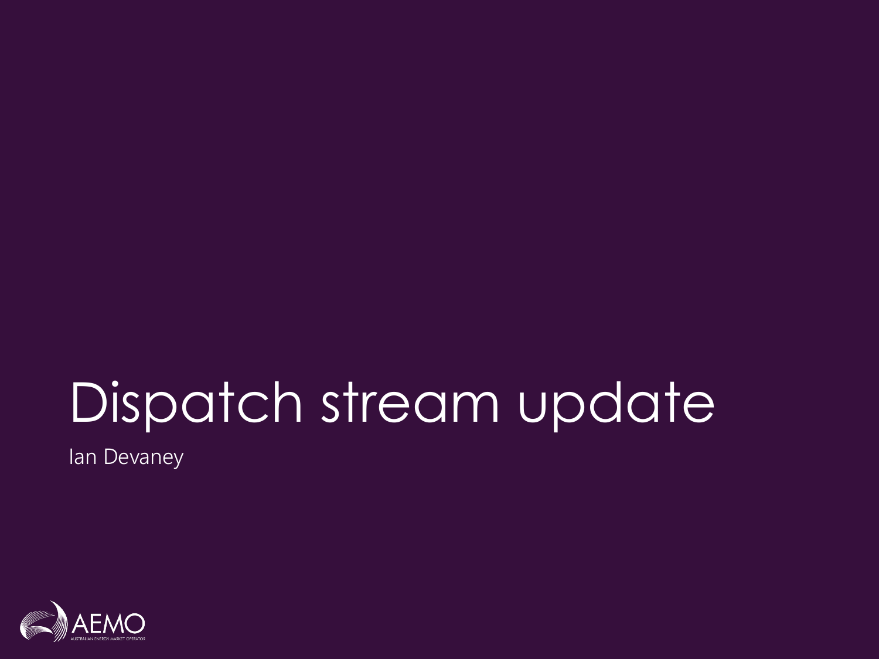# Dispatch stream update

Ian Devaney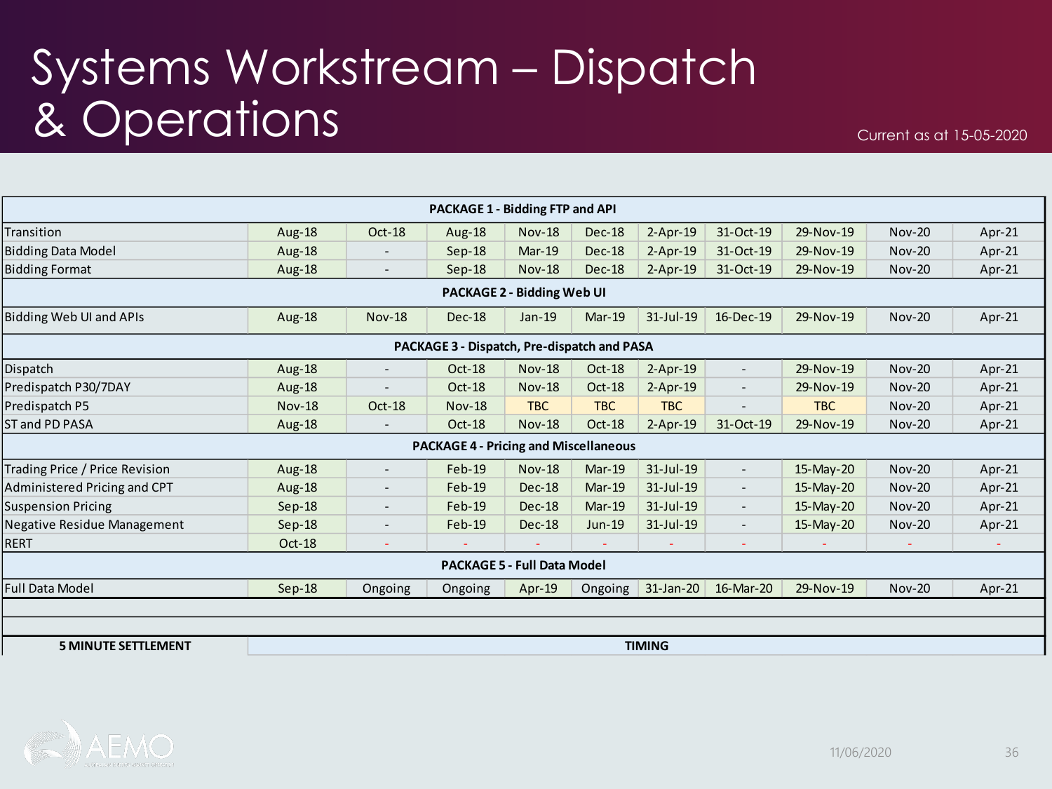# Systems Workstream – Dispatch & Operations

Current as at 15-05-2020

| PACKAGE 1 - Bidding FTP and API | | | | | | | | | | |
|---|---|---|---|---|---|---|---|---|---|---|
| Transition | Aug-18 | Oct-18 | Aug-18 | Nov-18 | Dec-18 | 2-Apr-19 | 31-Oct-19 | 29-Nov-19 | Nov-20 | Apr-21 |
| Bidding Data Model | Aug-18 | - | Sep-18 | Mar-19 | Dec-18 | 2-Apr-19 | 31-Oct-19 | 29-Nov-19 | Nov-20 | Apr-21 |
| Bidding Format | Aug-18 | - | Sep-18 | Nov-18 | Dec-18 | 2-Apr-19 | 31-Oct-19 | 29-Nov-19 | Nov-20 | Apr-21 |
| **PACKAGE 2 - Bidding Web UI** | | | | | | | | | | |
| Bidding Web UI and APIs | Aug-18 | Nov-18 | Dec-18 | Jan-19 | Mar-19 | 31-Jul-19 | 16-Dec-19 | 29-Nov-19 | Nov-20 | Apr-21 |
| **PACKAGE 3 - Dispatch, Pre-dispatch and PASA** | | | | | | | | | | |
| Dispatch | Aug-18 | - | Oct-18 | Nov-18 | Oct-18 | 2-Apr-19 | - | 29-Nov-19 | Nov-20 | Apr-21 |
| Predispatch P30/7DAY | Aug-18 | - | Oct-18 | Nov-18 | Oct-18 | 2-Apr-19 | - | 29-Nov-19 | Nov-20 | Apr-21 |
| Predispatch P5 | Nov-18 | Oct-18 | Nov-18 | TBC | TBC | TBC | - | TBC | Nov-20 | Apr-21 |
| ST and PD PASA | Aug-18 | - | Oct-18 | Nov-18 | Oct-18 | 2-Apr-19 | 31-Oct-19 | 29-Nov-19 | Nov-20 | Apr-21 |
| **PACKAGE 4 - Pricing and Miscellaneous** | | | | | | | | | | |
| Trading Price / Price Revision | Aug-18 | - | Feb-19 | Nov-18 | Mar-19 | 31-Jul-19 | - | 15-May-20 | Nov-20 | Apr-21 |
| Administered Pricing and CPT | Aug-18 | - | Feb-19 | Dec-18 | Mar-19 | 31-Jul-19 | - | 15-May-20 | Nov-20 | Apr-21 |
| Suspension Pricing | Sep-18 | - | Feb-19 | Dec-18 | Mar-19 | 31-Jul-19 | - | 15-May-20 | Nov-20 | Apr-21 |
| Negative Residue Management | Sep-18 | - | Feb-19 | Dec-18 | Jun-19 | 31-Jul-19 | - | 15-May-20 | Nov-20 | Apr-21 |
| RERT | Oct-18 | - | - | - | - | - | - | - | - | - |
| **PACKAGE 5 - Full Data Model** | | | | | | | | | | |
| Full Data Model | Sep-18 | Ongoing | Ongoing | Apr-19 | Ongoing | 31-Jan-20 | 16-Mar-20 | 29-Nov-19 | Nov-20 | Apr-21 |
| | | | | | | | | | | |
| | | | | | | | | | | |
| **5 MINUTE SETTLEMENT** | **TIMING** | | | | | | | | | |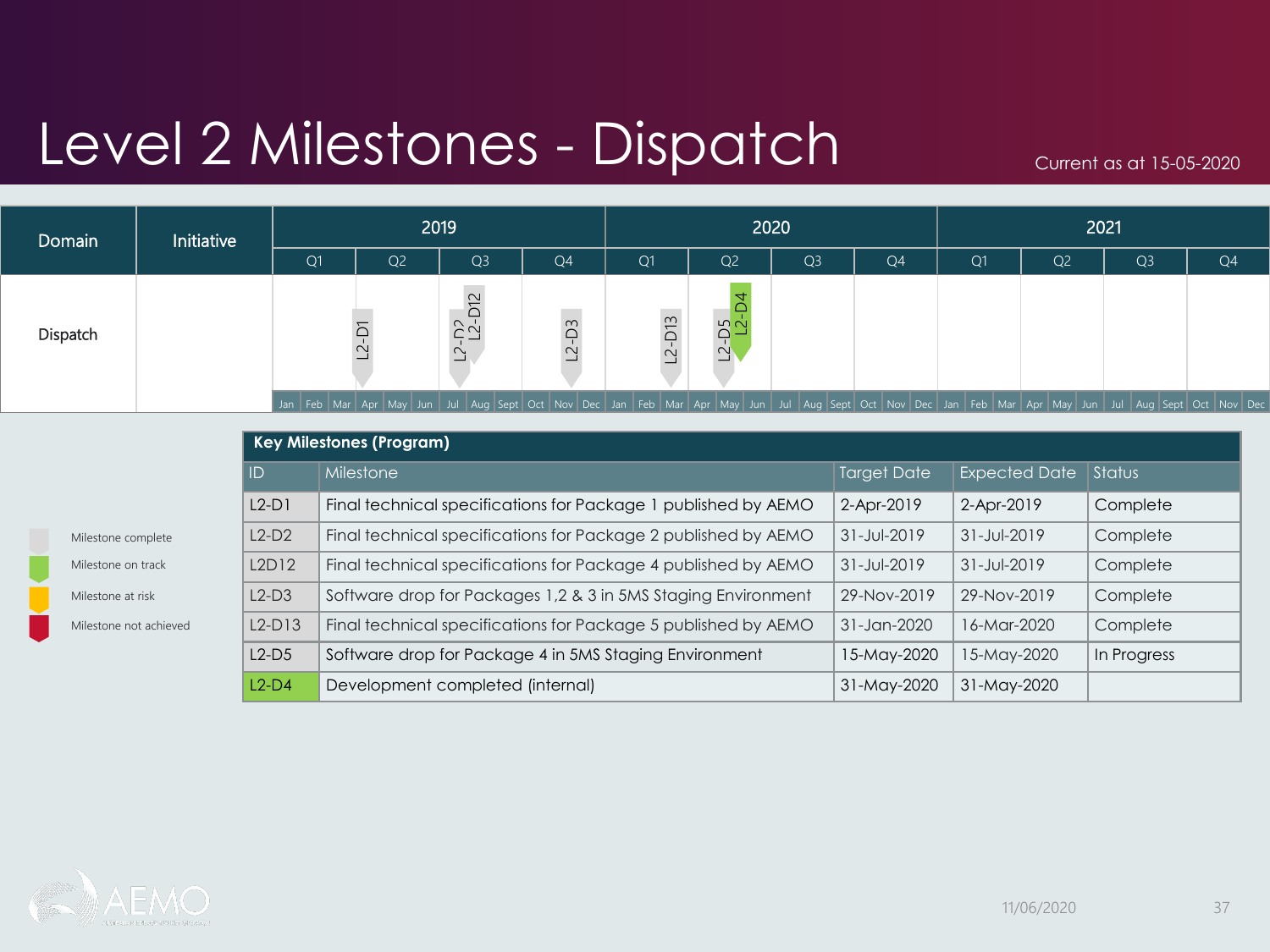# Level 2 Milestones - Dispatch

Current as at 15-05-2020

| Domain | Initiative | 2019 | | | | 2020 | | | | 2021 | | | |
|---|---|---|---|---|---|---|---|---|---|---|---|---|---|
| | | Q1 | Q2 | Q3 | Q4 | Q1 | Q2 | Q3 | Q4 | Q1 | Q2 | Q3 | Q4 |
| Dispatch | | | L2-D1 | L2-D2, L2-D12 | L2-D3 | L2-D13 | L2-D5, L2-D4 | | | | | | |

- Milestone complete
- Milestone on track
- Milestone at risk
- Milestone not achieved

**Key Milestones (Program)**

| ID | Milestone | Target Date | Expected Date | Status |
|---|---|---|---|---|
| L2-D1 | Final technical specifications for Package 1 published by AEMO | 2-Apr-2019 | 2-Apr-2019 | Complete |
| L2-D2 | Final technical specifications for Package 2 published by AEMO | 31-Jul-2019 | 31-Jul-2019 | Complete |
| L2D12 | Final technical specifications for Package 4 published by AEMO | 31-Jul-2019 | 31-Jul-2019 | Complete |
| L2-D3 | Software drop for Packages 1,2 & 3 in 5MS Staging Environment | 29-Nov-2019 | 29-Nov-2019 | Complete |
| L2-D13 | Final technical specifications for Package 5 published by AEMO | 31-Jan-2020 | 16-Mar-2020 | Complete |
| L2-D5 | Software drop for Package 4 in 5MS Staging Environment | 15-May-2020 | 15-May-2020 | In Progress |
| L2-D4 | Development completed (internal) | 31-May-2020 | 31-May-2020 | |

11/06/2020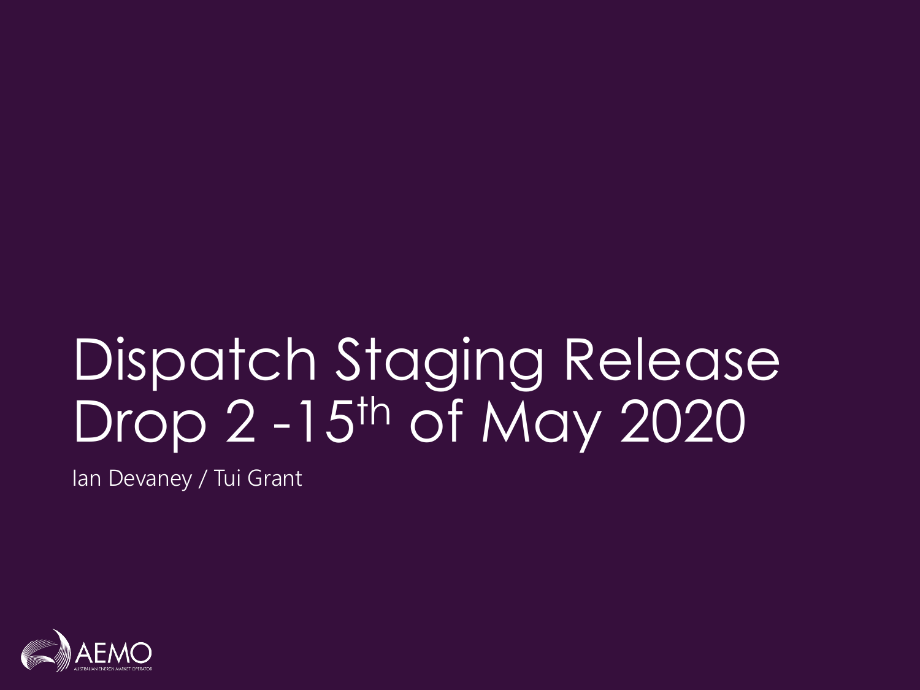# Dispatch Staging Release Drop 2 -15th of May 2020

Ian Devaney / Tui Grant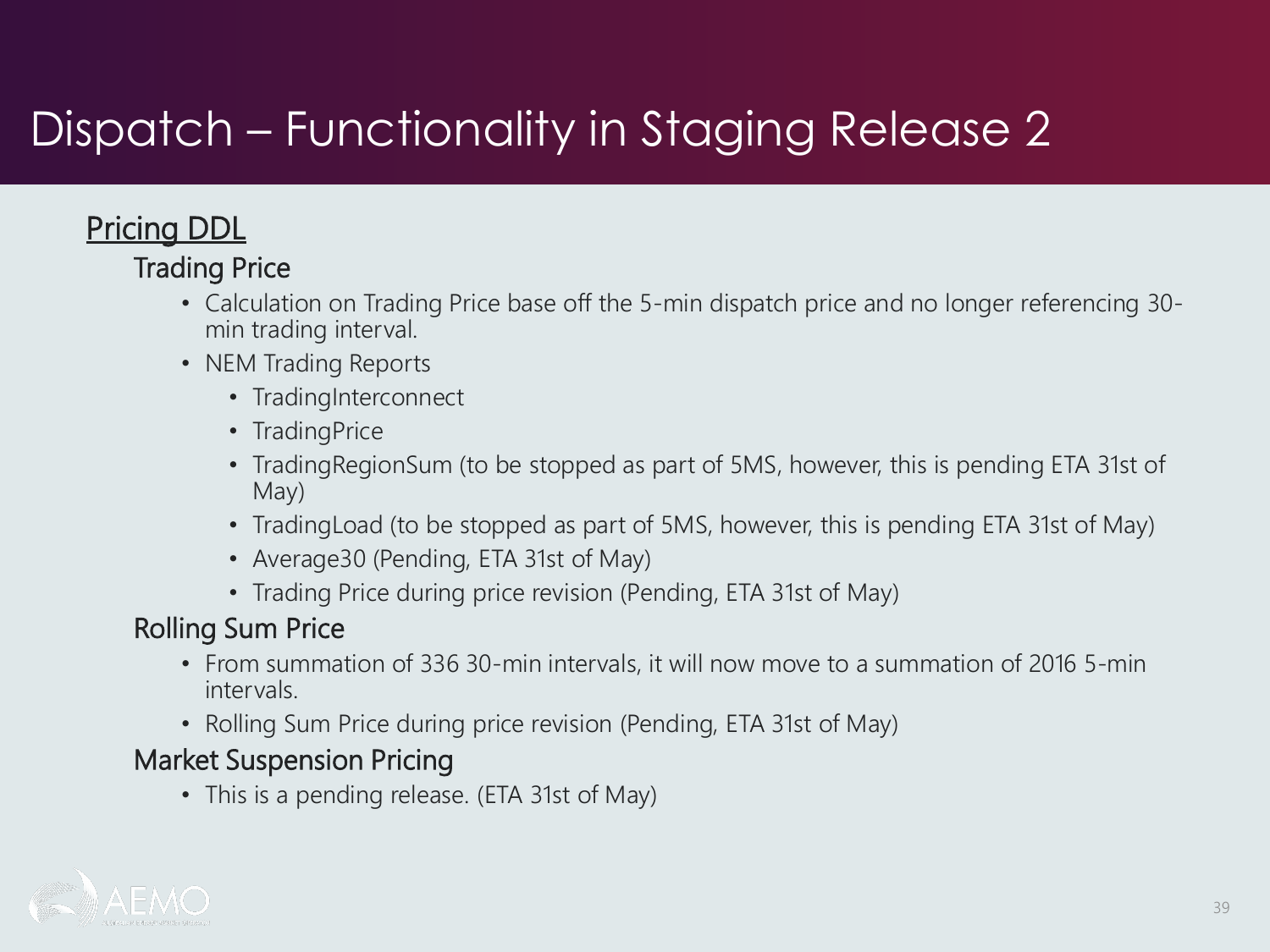# Dispatch – Functionality in Staging Release 2

## Pricing DDL

### Trading Price

- Calculation on Trading Price base off the 5-min dispatch price and no longer referencing 30-min trading interval.
- NEM Trading Reports
  - TradingInterconnect
  - TradingPrice
  - TradingRegionSum (to be stopped as part of 5MS, however, this is pending ETA 31st of May)
  - TradingLoad (to be stopped as part of 5MS, however, this is pending ETA 31st of May)
  - Average30 (Pending, ETA 31st of May)
  - Trading Price during price revision (Pending, ETA 31st of May)

### Rolling Sum Price

- From summation of 336 30-min intervals, it will now move to a summation of 2016 5-min intervals.
- Rolling Sum Price during price revision (Pending, ETA 31st of May)

### Market Suspension Pricing

- This is a pending release. (ETA 31st of May)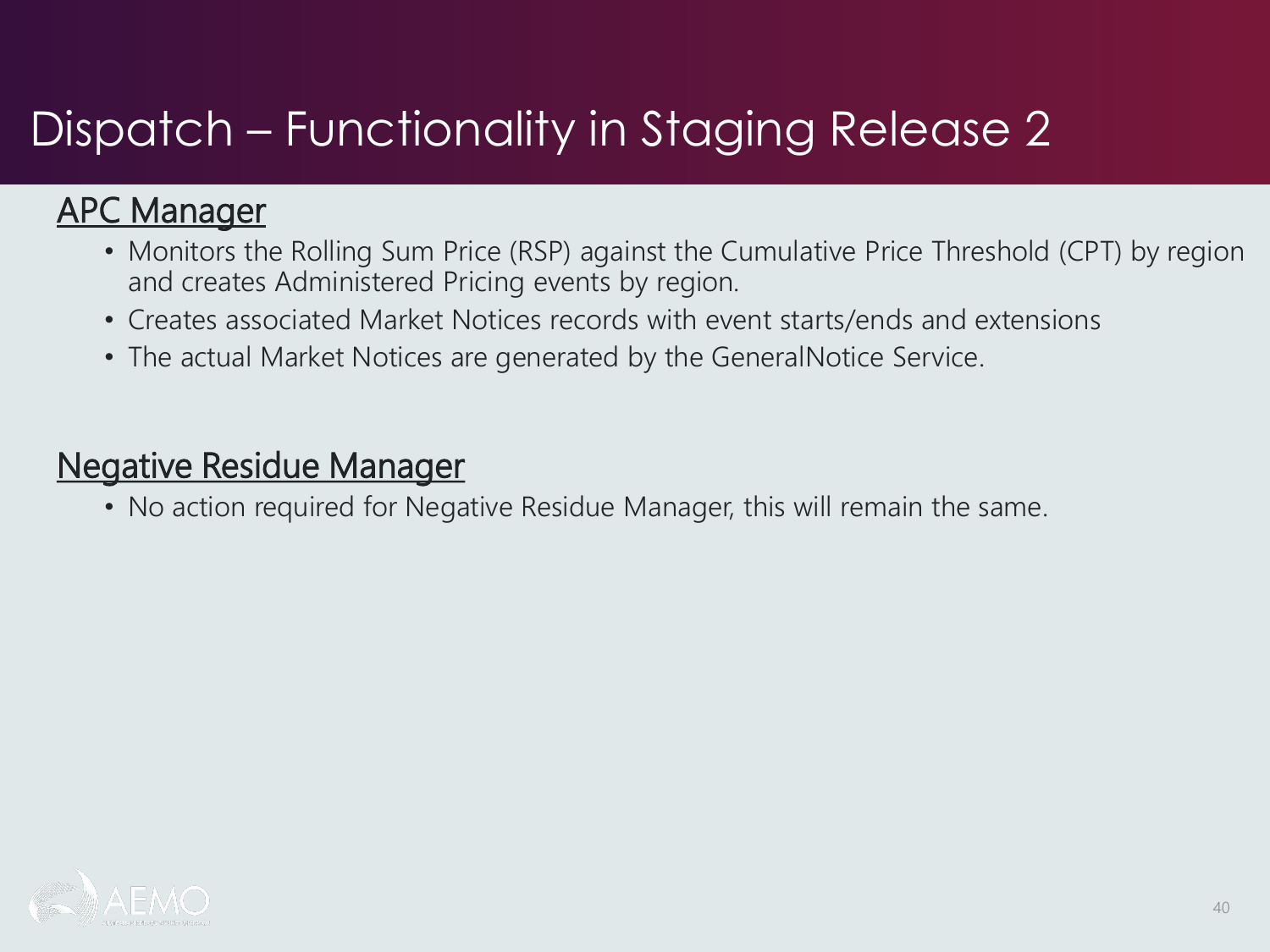# Dispatch – Functionality in Staging Release 2

## APC Manager

- Monitors the Rolling Sum Price (RSP) against the Cumulative Price Threshold (CPT) by region and creates Administered Pricing events by region.
- Creates associated Market Notices records with event starts/ends and extensions
- The actual Market Notices are generated by the GeneralNotice Service.

## Negative Residue Manager

- No action required for Negative Residue Manager, this will remain the same.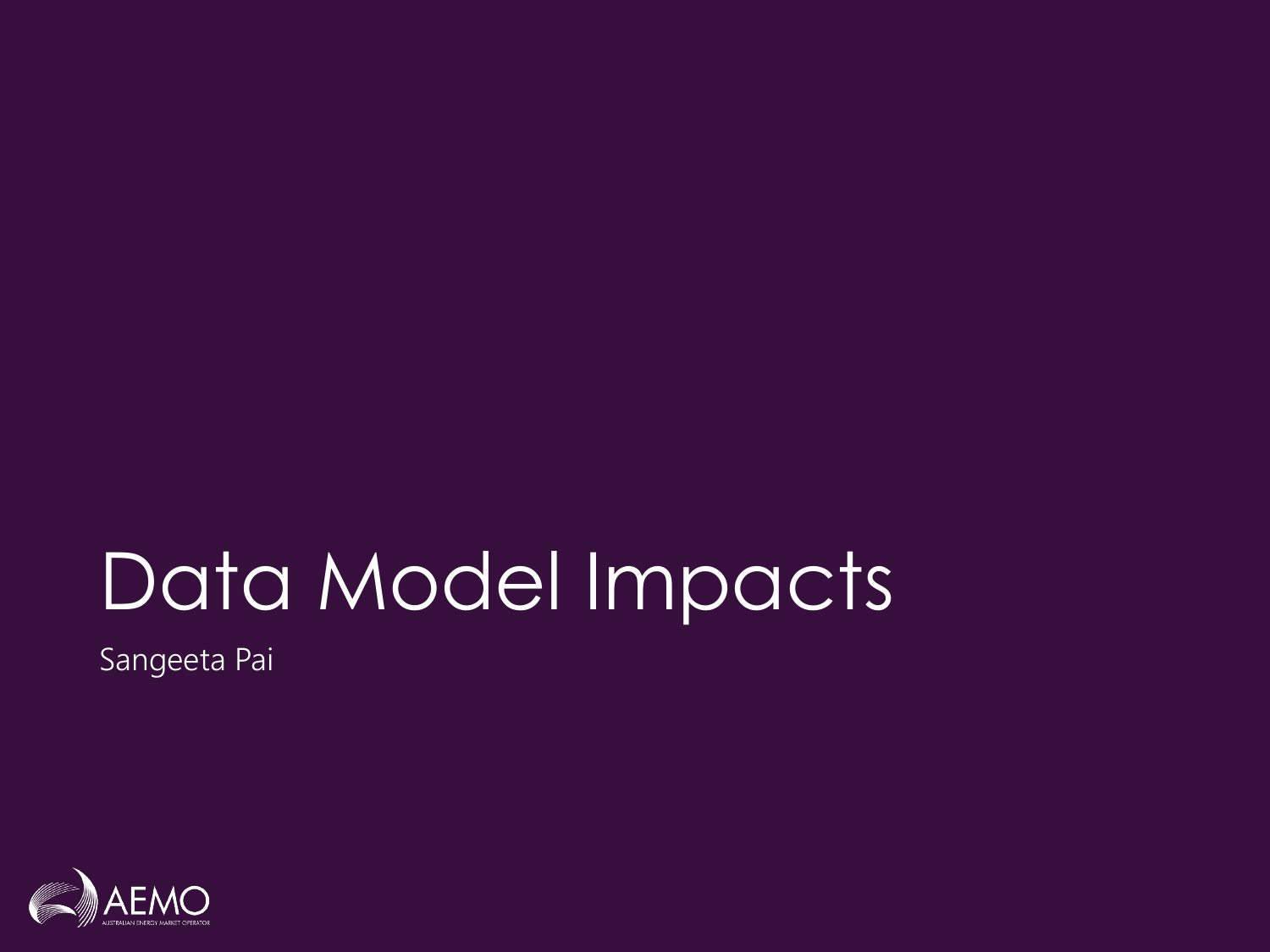# Data Model Impacts

Sangeeta Pai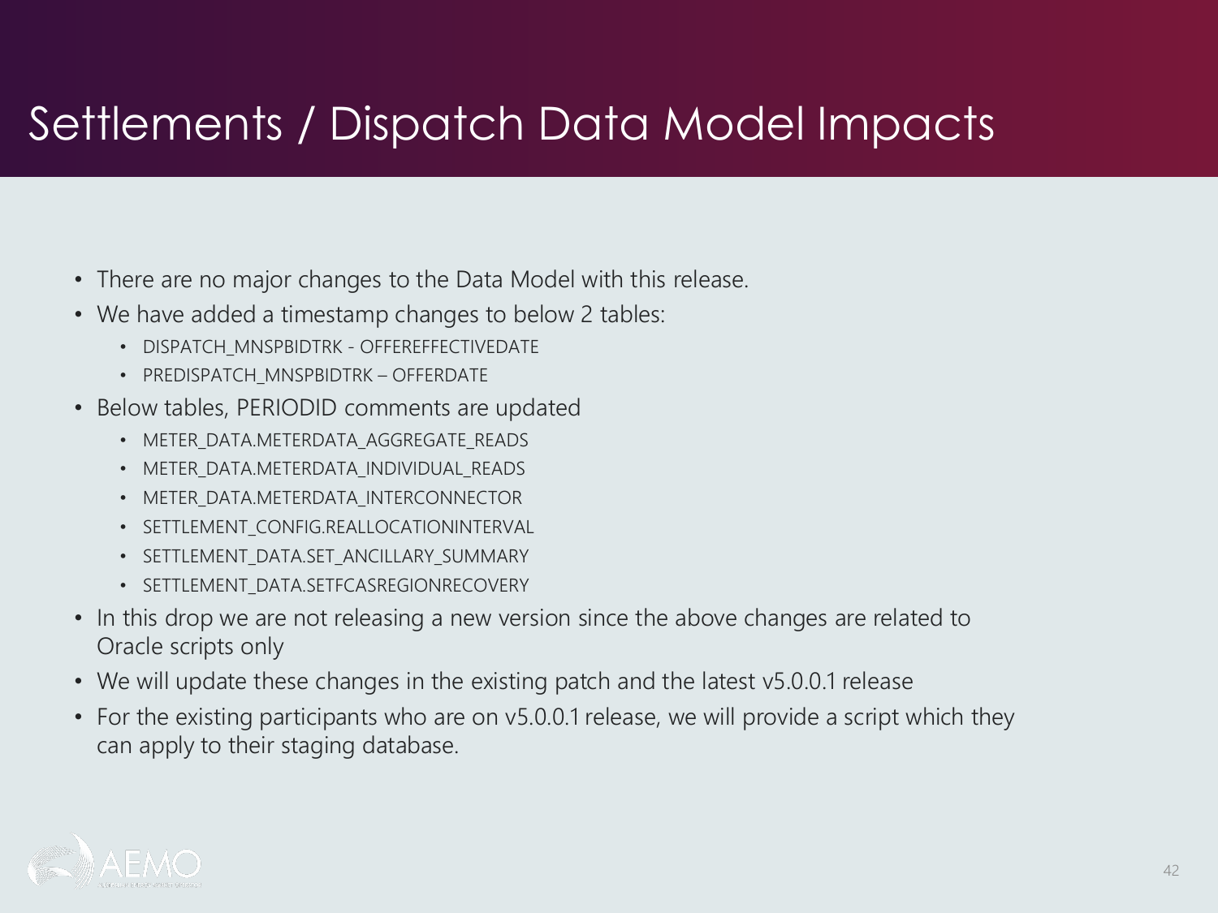# Settlements / Dispatch Data Model Impacts

- There are no major changes to the Data Model with this release.
- We have added a timestamp changes to below 2 tables:
  - DISPATCH_MNSPBIDTRK - OFFEREFFECTIVEDATE
  - PREDISPATCH_MNSPBIDTRK – OFFERDATE
- Below tables, PERIODID comments are updated
  - METER_DATA.METERDATA_AGGREGATE_READS
  - METER_DATA.METERDATA_INDIVIDUAL_READS
  - METER_DATA.METERDATA_INTERCONNECTOR
  - SETTLEMENT_CONFIG.REALLOCATIONINTERVAL
  - SETTLEMENT_DATA.SET_ANCILLARY_SUMMARY
  - SETTLEMENT_DATA.SETFCASREGIONRECOVERY
- In this drop we are not releasing a new version since the above changes are related to Oracle scripts only
- We will update these changes in the existing patch and the latest v5.0.0.1 release
- For the existing participants who are on v5.0.0.1 release, we will provide a script which they can apply to their staging database.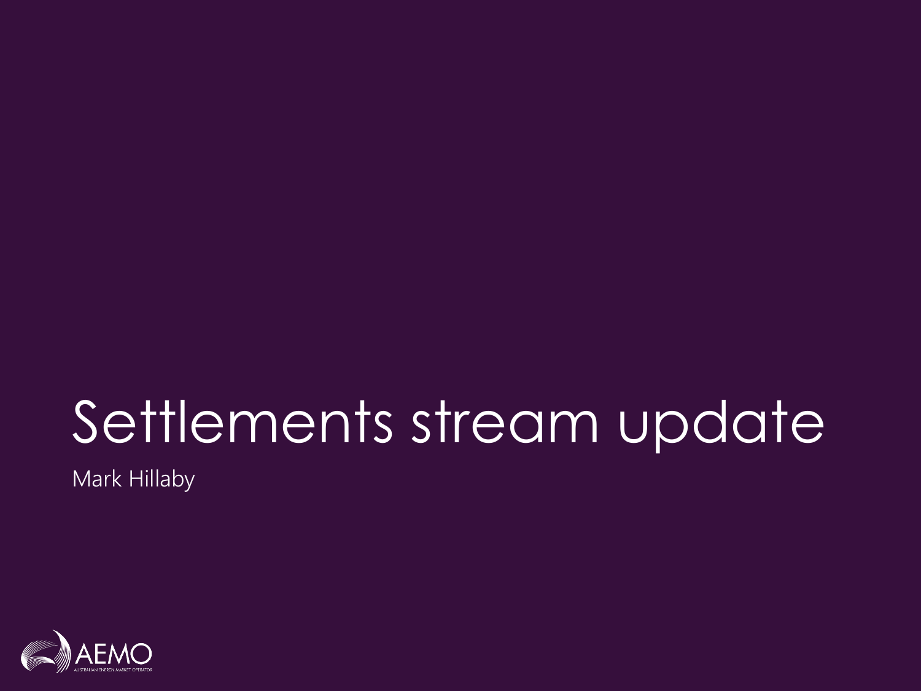# Settlements stream update

Mark Hillaby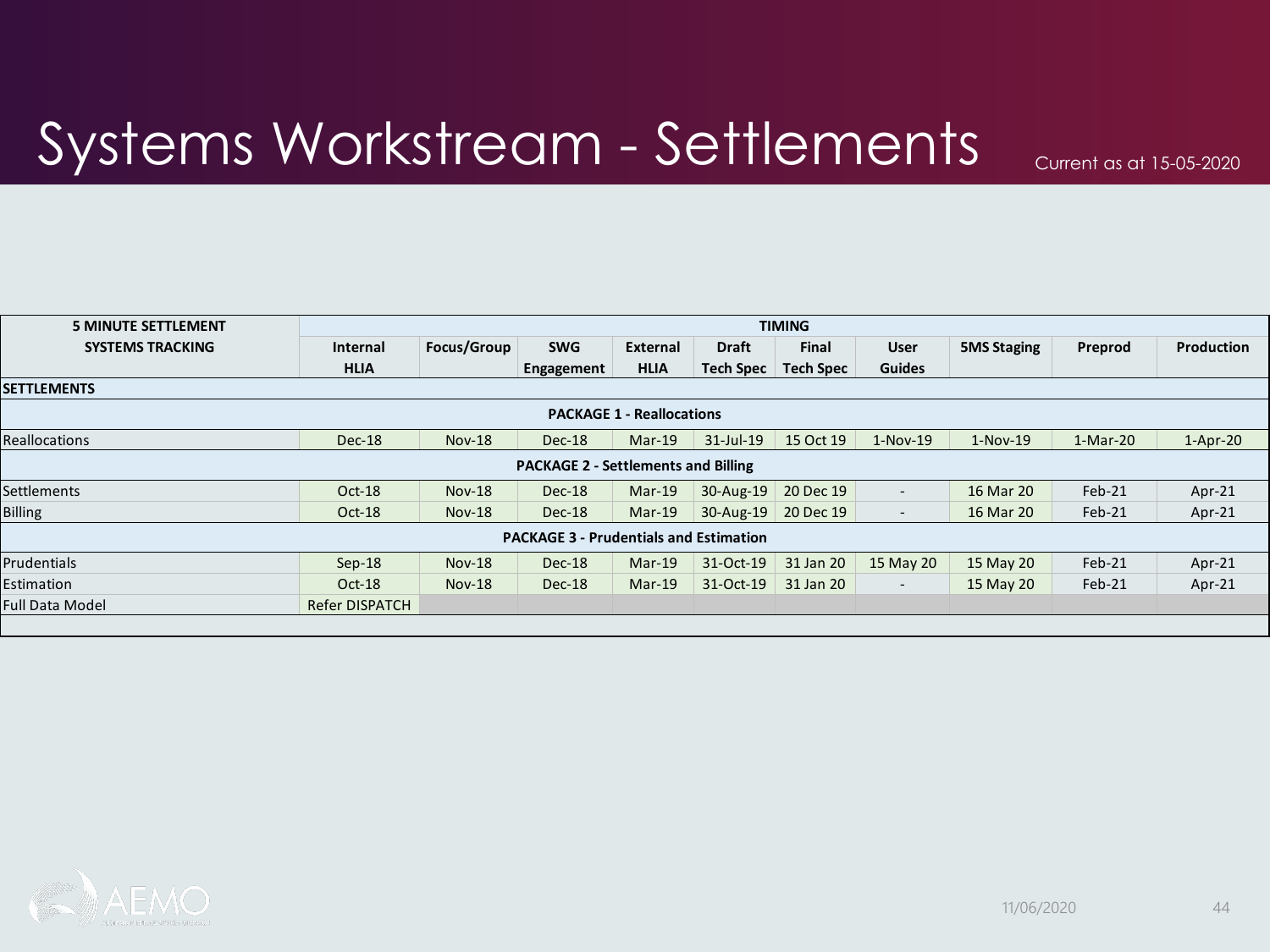# Systems Workstream - Settlements

Current as at 15-05-2020

| 5 MINUTE SETTLEMENT SYSTEMS TRACKING | TIMING | | | | | | | | | |
|---|---|---|---|---|---|---|---|---|---|---|
| | Internal HLIA | Focus/Group | SWG Engagement | External HLIA | Draft Tech Spec | Final Tech Spec | User Guides | 5MS Staging | Preprod | Production |
| **SETTLEMENTS** | | | | | | | | | | |
| **PACKAGE 1 - Reallocations** | | | | | | | | | | |
| Reallocations | Dec-18 | Nov-18 | Dec-18 | Mar-19 | 31-Jul-19 | 15 Oct 19 | 1-Nov-19 | 1-Nov-19 | 1-Mar-20 | 1-Apr-20 |
| **PACKAGE 2 - Settlements and Billing** | | | | | | | | | | |
| Settlements | Oct-18 | Nov-18 | Dec-18 | Mar-19 | 30-Aug-19 | 20 Dec 19 | - | 16 Mar 20 | Feb-21 | Apr-21 |
| Billing | Oct-18 | Nov-18 | Dec-18 | Mar-19 | 30-Aug-19 | 20 Dec 19 | - | 16 Mar 20 | Feb-21 | Apr-21 |
| **PACKAGE 3 - Prudentials and Estimation** | | | | | | | | | | |
| Prudentials | Sep-18 | Nov-18 | Dec-18 | Mar-19 | 31-Oct-19 | 31 Jan 20 | 15 May 20 | 15 May 20 | Feb-21 | Apr-21 |
| Estimation | Oct-18 | Nov-18 | Dec-18 | Mar-19 | 31-Oct-19 | 31 Jan 20 | - | 15 May 20 | Feb-21 | Apr-21 |
| Full Data Model | Refer DISPATCH | | | | | | | | | |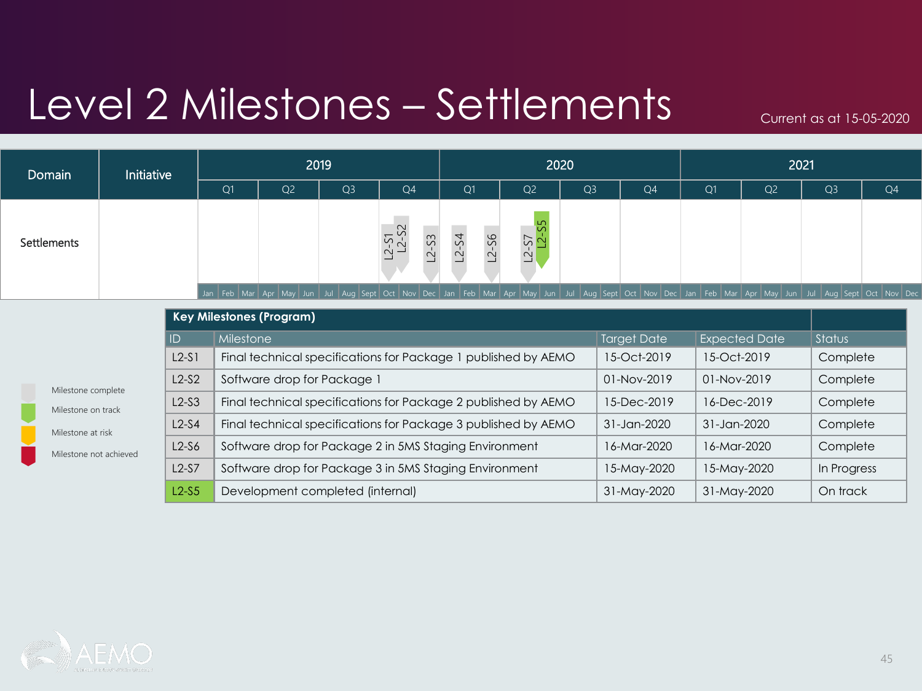# Level 2 Milestones – Settlements

Current as at 15-05-2020

| Domain | Initiative | 2019 | | | | 2020 | | | | 2021 | | | |
|---|---|---|---|---|---|---|---|---|---|---|---|---|---|
| | | Q1 | Q2 | Q3 | Q4 | Q1 | Q2 | Q3 | Q4 | Q1 | Q2 | Q3 | Q4 |
| Settlements | | | | | L2-S1, L2-S2, L2-S3 | L2-S4, L2-S6 | L2-S7, L2-S5 | | | | | | |

- Milestone complete
- Milestone on track
- Milestone at risk
- Milestone not achieved

| Key Milestones (Program) | | | | |
|---|---|---|---|---|
| ID | Milestone | Target Date | Expected Date | Status |
| L2-S1 | Final technical specifications for Package 1 published by AEMO | 15-Oct-2019 | 15-Oct-2019 | Complete |
| L2-S2 | Software drop for Package 1 | 01-Nov-2019 | 01-Nov-2019 | Complete |
| L2-S3 | Final technical specifications for Package 2 published by AEMO | 15-Dec-2019 | 16-Dec-2019 | Complete |
| L2-S4 | Final technical specifications for Package 3 published by AEMO | 31-Jan-2020 | 31-Jan-2020 | Complete |
| L2-S6 | Software drop for Package 2 in 5MS Staging Environment | 16-Mar-2020 | 16-Mar-2020 | Complete |
| L2-S7 | Software drop for Package 3 in 5MS Staging Environment | 15-May-2020 | 15-May-2020 | In Progress |
| L2-S5 | Development completed (internal) | 31-May-2020 | 31-May-2020 | On track |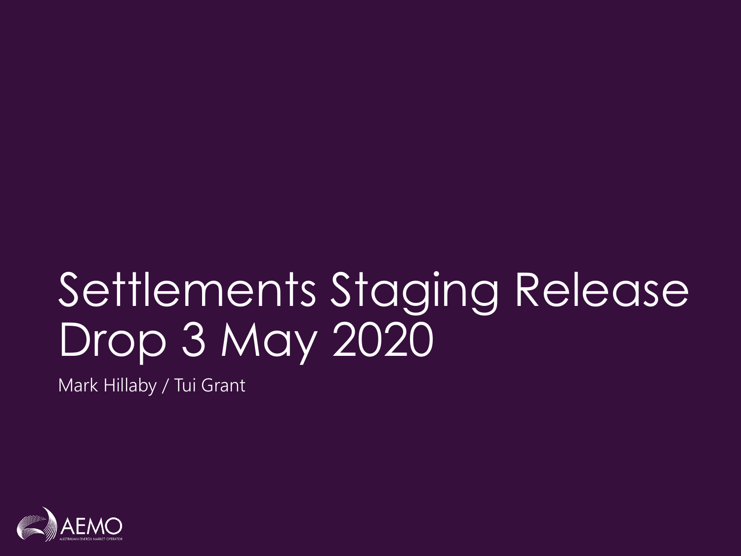# Settlements Staging Release Drop 3 May 2020

Mark Hillaby / Tui Grant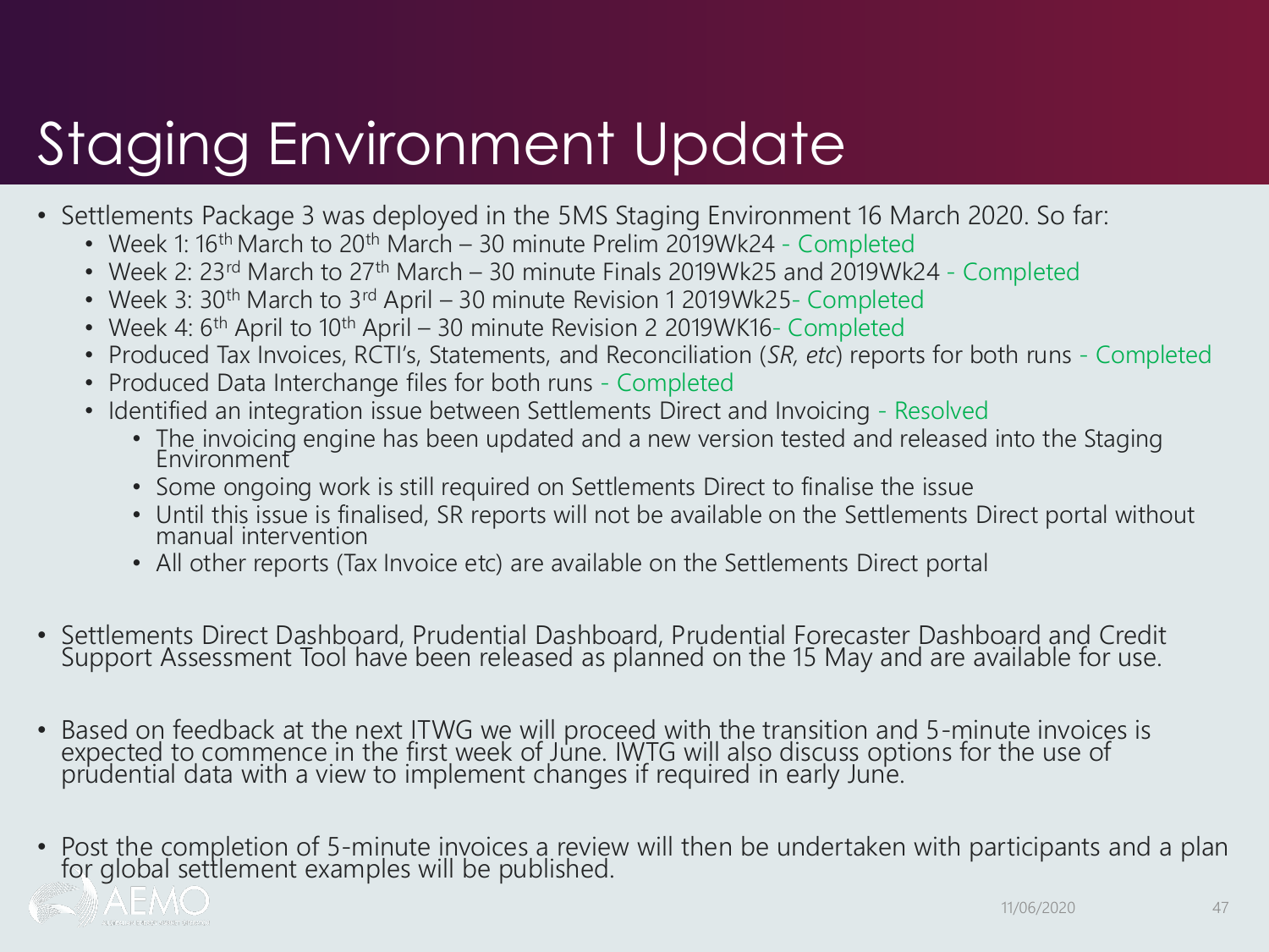# Staging Environment Update

- Settlements Package 3 was deployed in the 5MS Staging Environment 16 March 2020. So far:
  - Week 1: 16th March to 20th March – 30 minute Prelim 2019Wk24 - Completed
  - Week 2: 23rd March to 27th March – 30 minute Finals 2019Wk25 and 2019Wk24 - Completed
  - Week 3: 30th March to 3rd April – 30 minute Revision 1 2019Wk25- Completed
  - Week 4: 6th April to 10th April – 30 minute Revision 2 2019WK16- Completed
  - Produced Tax Invoices, RCTI's, Statements, and Reconciliation (*SR, etc*) reports for both runs - Completed
  - Produced Data Interchange files for both runs - Completed
  - Identified an integration issue between Settlements Direct and Invoicing - Resolved
    - The invoicing engine has been updated and a new version tested and released into the Staging Environment
    - Some ongoing work is still required on Settlements Direct to finalise the issue
    - Until this issue is finalised, SR reports will not be available on the Settlements Direct portal without manual intervention
    - All other reports (Tax Invoice etc) are available on the Settlements Direct portal

- Settlements Direct Dashboard, Prudential Dashboard, Prudential Forecaster Dashboard and Credit Support Assessment Tool have been released as planned on the 15 May and are available for use.

- Based on feedback at the next ITWG we will proceed with the transition and 5-minute invoices is expected to commence in the first week of June. IWTG will also discuss options for the use of prudential data with a view to implement changes if required in early June.

- Post the completion of 5-minute invoices a review will then be undertaken with participants and a plan for global settlement examples will be published.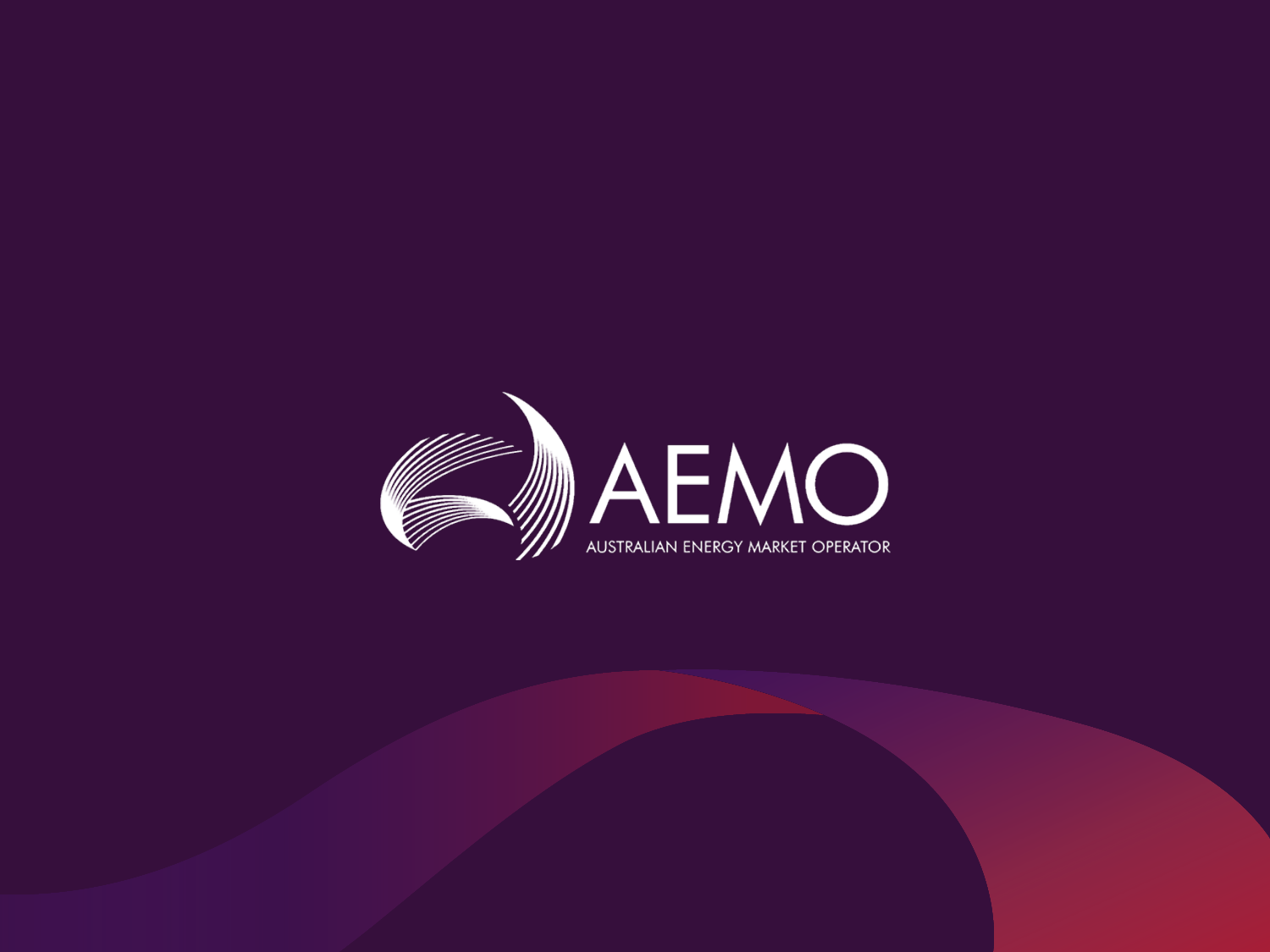AEMO

AUSTRALIAN ENERGY MARKET OPERATOR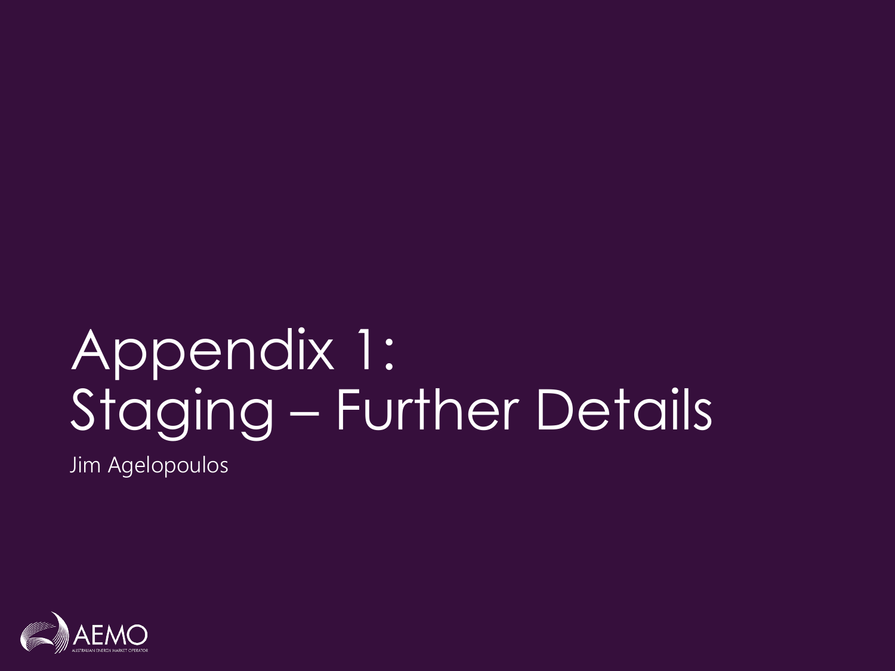# Appendix 1: Staging – Further Details

Jim Agelopoulos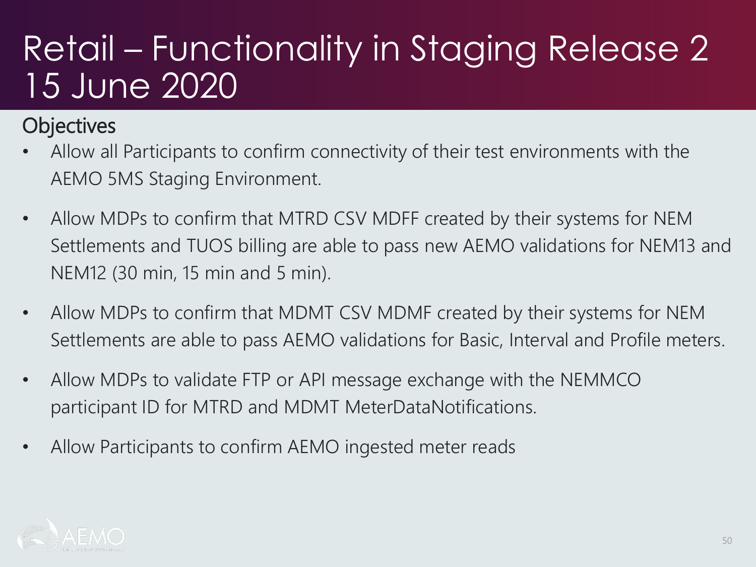# Retail – Functionality in Staging Release 2 15 June 2020

## Objectives

- Allow all Participants to confirm connectivity of their test environments with the AEMO 5MS Staging Environment.
- Allow MDPs to confirm that MTRD CSV MDFF created by their systems for NEM Settlements and TUOS billing are able to pass new AEMO validations for NEM13 and NEM12 (30 min, 15 min and 5 min).
- Allow MDPs to confirm that MDMT CSV MDMF created by their systems for NEM Settlements are able to pass AEMO validations for Basic, Interval and Profile meters.
- Allow MDPs to validate FTP or API message exchange with the NEMMCO participant ID for MTRD and MDMT MeterDataNotifications.
- Allow Participants to confirm AEMO ingested meter reads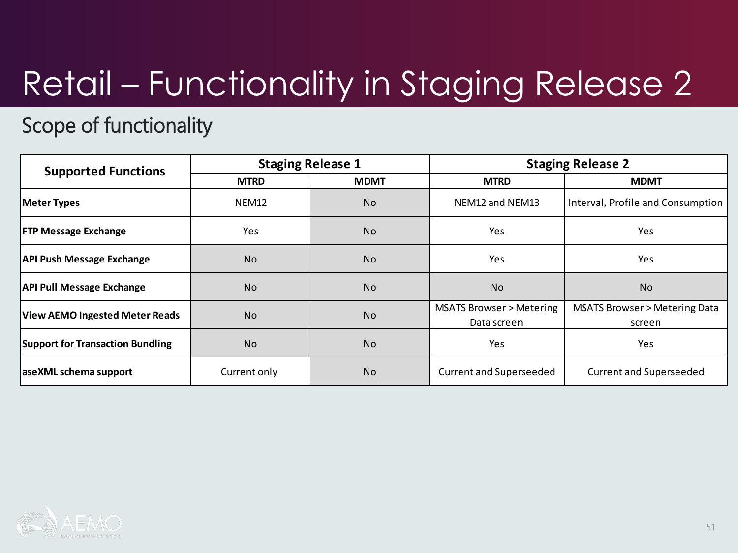# Retail – Functionality in Staging Release 2

## Scope of functionality

| Supported Functions | Staging Release 1 | | Staging Release 2 | |
|---|---|---|---|---|
| | MTRD | MDMT | MTRD | MDMT |
| **Meter Types** | NEM12 | No | NEM12 and NEM13 | Interval, Profile and Consumption |
| **FTP Message Exchange** | Yes | No | Yes | Yes |
| **API Push Message Exchange** | No | No | Yes | Yes |
| **API Pull Message Exchange** | No | No | No | No |
| **View AEMO Ingested Meter Reads** | No | No | MSATS Browser > Metering Data screen | MSATS Browser > Metering Data screen |
| **Support for Transaction Bundling** | No | No | Yes | Yes |
| **aseXML schema support** | Current only | No | Current and Superseeded | Current and Superseeded |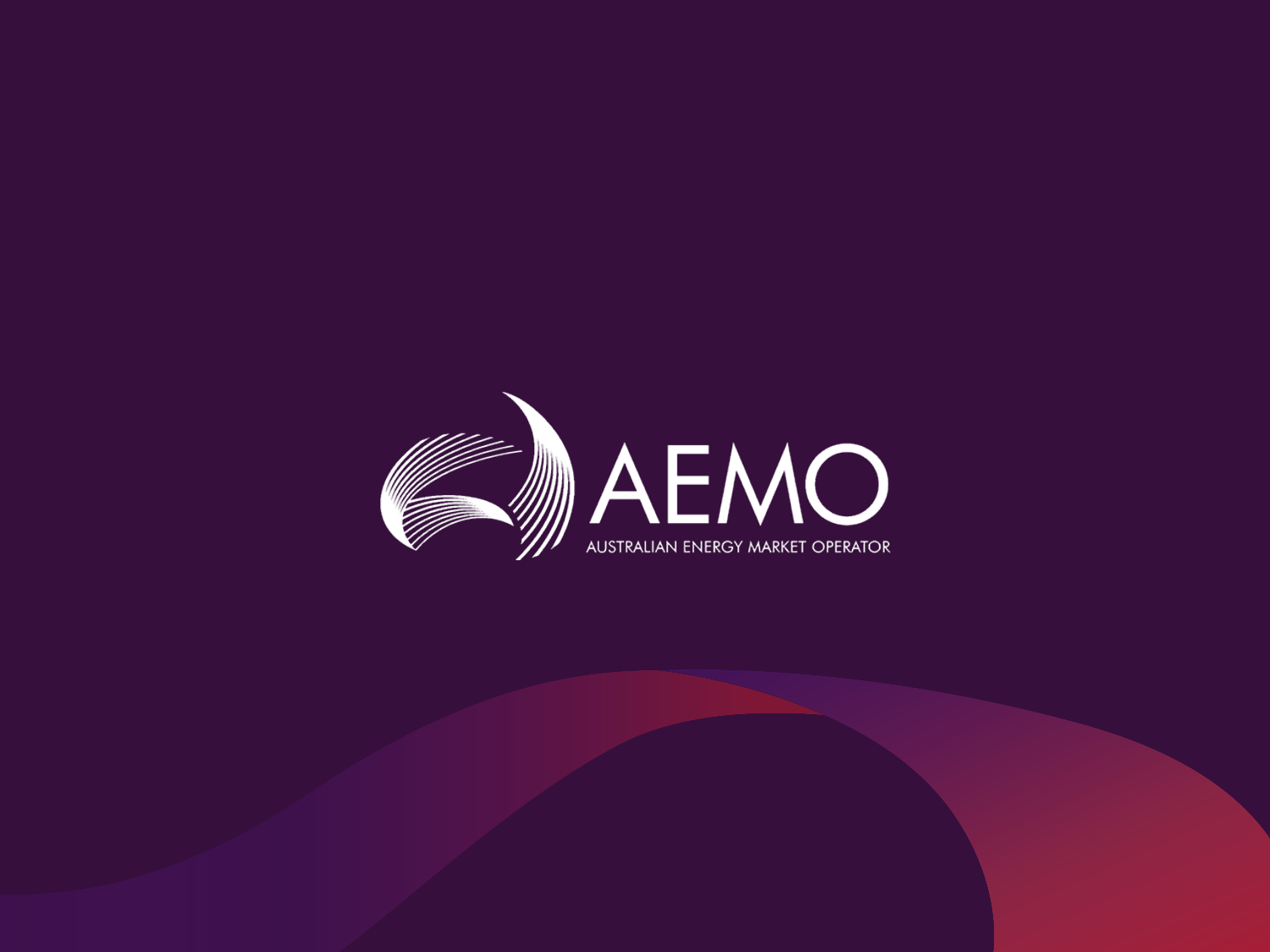AEMO

AUSTRALIAN ENERGY MARKET OPERATOR